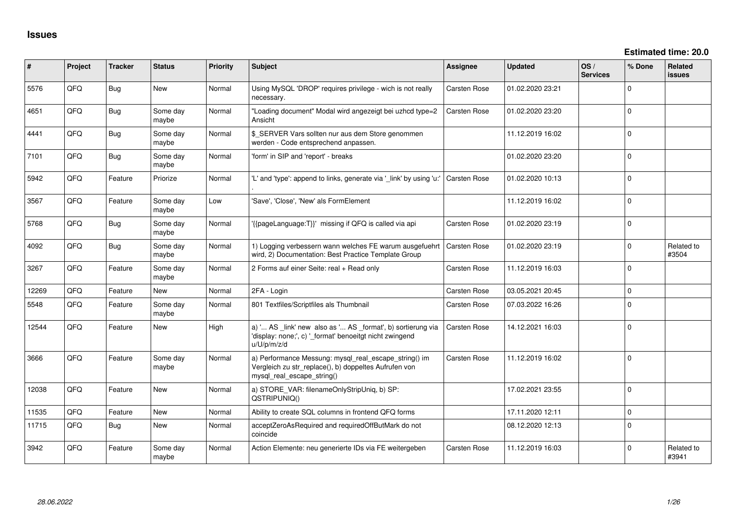# Issues

**Estimated time: 20.0**

| # | Project | Tracker | Status | Priority | Subject | Assignee | Updated | OS / Services | % Done | Related issues |
|---|---|---|---|---|---|---|---|---|---|---|
| 5576 | QFO | Bug | New | Normal | Using MySQL 'DROP' requires privilege - wich is not really necessary. | Carsten Rose | 01.02.2020 23:21 | | 0 | |
| 4651 | QFO | Bug | Some day maybe | Normal | "Loading document" Modal wird angezeigt bei uzhcd type=2 Ansicht | Carsten Rose | 01.02.2020 23:20 | | 0 | |
| 4441 | QFO | Bug | Some day maybe | Normal | $_SERVER Vars sollten nur aus dem Store genommen werden - Code entsprechend anpassen. | | 11.12.2019 16:02 | | 0 | |
| 7101 | QFO | Bug | Some day maybe | Normal | 'form' in SIP and 'report' - breaks | | 01.02.2020 23:20 | | 0 | |
| 5942 | QFO | Feature | Priorize | Normal | 'L' and 'type': append to links, generate via '_link' by using 'u:' . | Carsten Rose | 01.02.2020 10:13 | | 0 | |
| 3567 | QFO | Feature | Some day maybe | Low | 'Save', 'Close', 'New' als FormElement | | 11.12.2019 16:02 | | 0 | |
| 5768 | QFO | Bug | Some day maybe | Normal | '{{pageLanguage:T}}' missing if QFQ is called via api | Carsten Rose | 01.02.2020 23:19 | | 0 | |
| 4092 | QFO | Bug | Some day maybe | Normal | 1) Logging verbessern wann welches FE warum ausgefuehrt wird, 2) Documentation: Best Practice Template Group | Carsten Rose | 01.02.2020 23:19 | | 0 | Related to #3504 |
| 3267 | QFO | Feature | Some day maybe | Normal | 2 Forms auf einer Seite: real + Read only | Carsten Rose | 11.12.2019 16:03 | | 0 | |
| 12269 | QFO | Feature | New | Normal | 2FA - Login | Carsten Rose | 03.05.2021 20:45 | | 0 | |
| 5548 | QFO | Feature | Some day maybe | Normal | 801 Textfiles/Scriptfiles als Thumbnail | Carsten Rose | 07.03.2022 16:26 | | 0 | |
| 12544 | QFO | Feature | New | High | a) '... AS _link' new also as '... AS _format', b) sortierung via 'display: none;', c) '_format' benoeitgt nicht zwingend u/U/p/m/z/d | Carsten Rose | 14.12.2021 16:03 | | 0 | |
| 3666 | QFO | Feature | Some day maybe | Normal | a) Performance Messung: mysql_real_escape_string() im Vergleich zu str_replace(), b) doppeltes Aufrufen von mysql_real_escape_string() | Carsten Rose | 11.12.2019 16:02 | | 0 | |
| 12038 | QFO | Feature | New | Normal | a) STORE_VAR: filenameOnlyStripUniq, b) SP: QSTRIPUNIQ() | | 17.02.2021 23:55 | | 0 | |
| 11535 | QFO | Feature | New | Normal | Ability to create SQL columns in frontend QFQ forms | | 17.11.2020 12:11 | | 0 | |
| 11715 | QFO | Bug | New | Normal | acceptZeroAsRequired and requiredOffButMark do not coincide | | 08.12.2020 12:13 | | 0 | |
| 3942 | QFO | Feature | Some day maybe | Normal | Action Elemente: neu generierte IDs via FE weitergeben | Carsten Rose | 11.12.2019 16:03 | | 0 | Related to #3941 |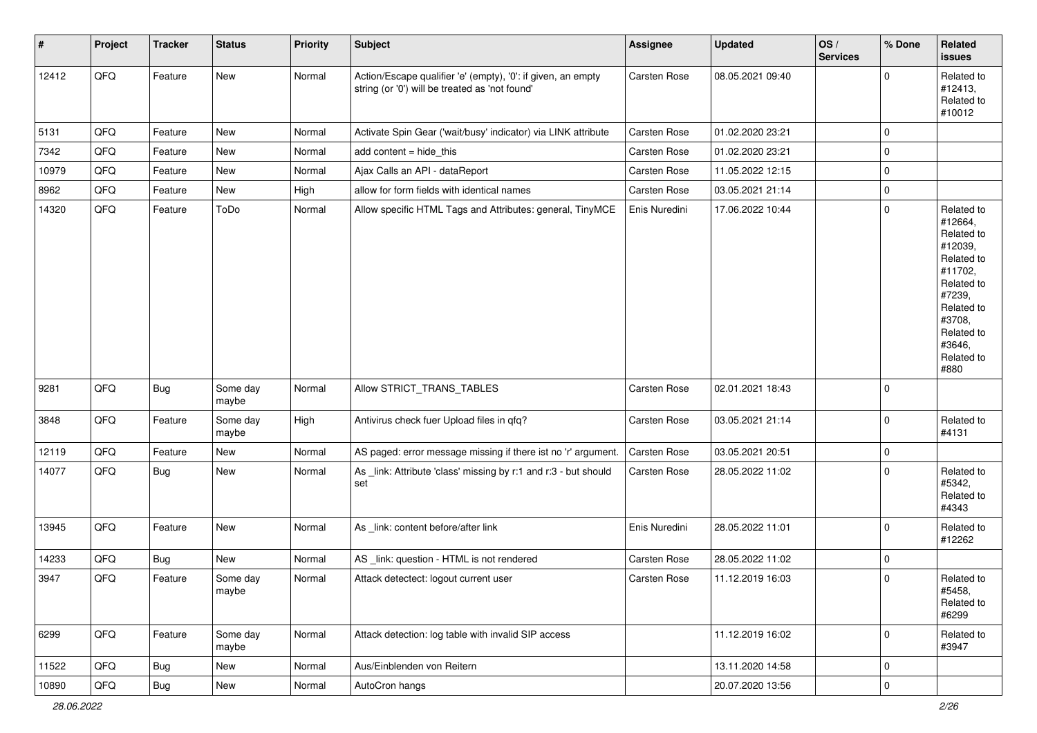| # | Project | Tracker | Status | Priority | Subject | Assignee | Updated | OS / Services | % Done | Related issues |
|---|---|---|---|---|---|---|---|---|---|---|
| 12412 | QFQ | Feature | New | Normal | Action/Escape qualifier 'e' (empty), '0': if given, an empty string (or '0') will be treated as 'not found' | Carsten Rose | 08.05.2021 09:40 | | 0 | Related to #12413, Related to #10012 |
| 5131 | QFQ | Feature | New | Normal | Activate Spin Gear ('wait/busy' indicator) via LINK attribute | Carsten Rose | 01.02.2020 23:21 | | 0 | |
| 7342 | QFQ | Feature | New | Normal | add content = hide_this | Carsten Rose | 01.02.2020 23:21 | | 0 | |
| 10979 | QFQ | Feature | New | Normal | Ajax Calls an API - dataReport | Carsten Rose | 11.05.2022 12:15 | | 0 | |
| 8962 | QFQ | Feature | New | High | allow for form fields with identical names | Carsten Rose | 03.05.2021 21:14 | | 0 | |
| 14320 | QFQ | Feature | ToDo | Normal | Allow specific HTML Tags and Attributes: general, TinyMCE | Enis Nuredini | 17.06.2022 10:44 | | 0 | Related to #12664, Related to #12039, Related to #11702, Related to #7239, Related to #3708, Related to #3646, Related to #880 |
| 9281 | QFQ | Bug | Some day maybe | Normal | Allow STRICT_TRANS_TABLES | Carsten Rose | 02.01.2021 18:43 | | 0 | |
| 3848 | QFQ | Feature | Some day maybe | High | Antivirus check fuer Upload files in qfq? | Carsten Rose | 03.05.2021 21:14 | | 0 | Related to #4131 |
| 12119 | QFQ | Feature | New | Normal | AS paged: error message missing if there ist no 'r' argument. | Carsten Rose | 03.05.2021 20:51 | | 0 | |
| 14077 | QFQ | Bug | New | Normal | As _link: Attribute 'class' missing by r:1 and r:3 - but should set | Carsten Rose | 28.05.2022 11:02 | | 0 | Related to #5342, Related to #4343 |
| 13945 | QFQ | Feature | New | Normal | As _link: content before/after link | Enis Nuredini | 28.05.2022 11:01 | | 0 | Related to #12262 |
| 14233 | QFQ | Bug | New | Normal | AS _link: question - HTML is not rendered | Carsten Rose | 28.05.2022 11:02 | | 0 | |
| 3947 | QFQ | Feature | Some day maybe | Normal | Attack detectect: logout current user | Carsten Rose | 11.12.2019 16:03 | | 0 | Related to #5458, Related to #6299 |
| 6299 | QFQ | Feature | Some day maybe | Normal | Attack detection: log table with invalid SIP access | | 11.12.2019 16:02 | | 0 | Related to #3947 |
| 11522 | QFQ | Bug | New | Normal | Aus/Einblenden von Reitern | | 13.11.2020 14:58 | | 0 | |
| 10890 | QFQ | Bug | New | Normal | AutoCron hangs | | 20.07.2020 13:56 | | 0 | |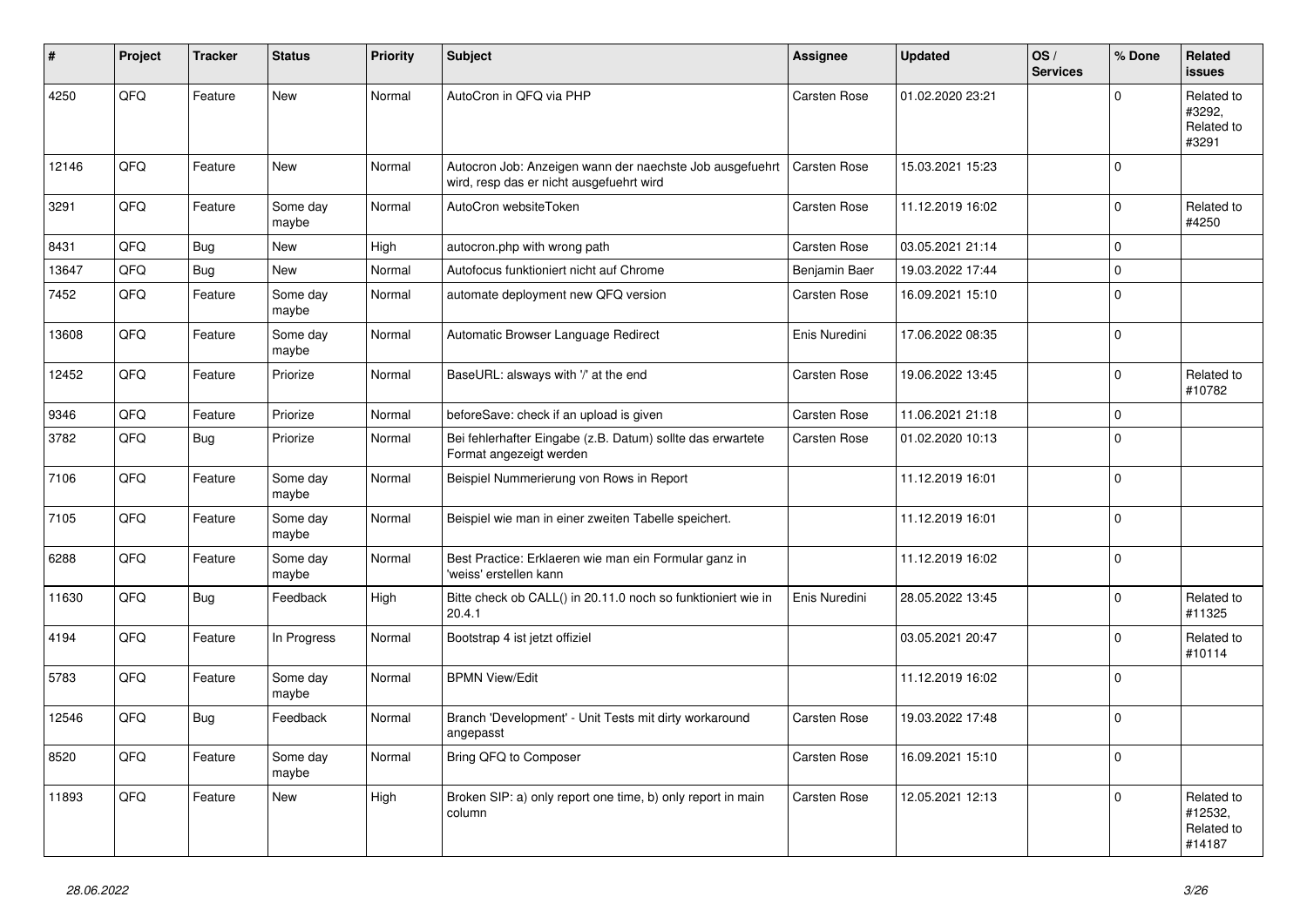| # | Project | Tracker | Status | Priority | Subject | Assignee | Updated | OS / Services | % Done | Related issues |
|---|---|---|---|---|---|---|---|---|---|---|
| 4250 | QFQ | Feature | New | Normal | AutoCron in QFQ via PHP | Carsten Rose | 01.02.2020 23:21 | | 0 | Related to #3292, Related to #3291 |
| 12146 | QFQ | Feature | New | Normal | Autocron Job: Anzeigen wann der naechste Job ausgefuehrt wird, resp das er nicht ausgefuehrt wird | Carsten Rose | 15.03.2021 15:23 | | 0 | |
| 3291 | QFQ | Feature | Some day maybe | Normal | AutoCron websiteToken | Carsten Rose | 11.12.2019 16:02 | | 0 | Related to #4250 |
| 8431 | QFQ | Bug | New | High | autocron.php with wrong path | Carsten Rose | 03.05.2021 21:14 | | 0 | |
| 13647 | QFQ | Bug | New | Normal | Autofocus funktioniert nicht auf Chrome | Benjamin Baer | 19.03.2022 17:44 | | 0 | |
| 7452 | QFQ | Feature | Some day maybe | Normal | automate deployment new QFQ version | Carsten Rose | 16.09.2021 15:10 | | 0 | |
| 13608 | QFQ | Feature | Some day maybe | Normal | Automatic Browser Language Redirect | Enis Nuredini | 17.06.2022 08:35 | | 0 | |
| 12452 | QFQ | Feature | Priorize | Normal | BaseURL: alsways with '/' at the end | Carsten Rose | 19.06.2022 13:45 | | 0 | Related to #10782 |
| 9346 | QFQ | Feature | Priorize | Normal | beforeSave: check if an upload is given | Carsten Rose | 11.06.2021 21:18 | | 0 | |
| 3782 | QFQ | Bug | Priorize | Normal | Bei fehlerhafter Eingabe (z.B. Datum) sollte das erwartete Format angezeigt werden | Carsten Rose | 01.02.2020 10:13 | | 0 | |
| 7106 | QFQ | Feature | Some day maybe | Normal | Beispiel Nummerierung von Rows in Report | | 11.12.2019 16:01 | | 0 | |
| 7105 | QFQ | Feature | Some day maybe | Normal | Beispiel wie man in einer zweiten Tabelle speichert. | | 11.12.2019 16:01 | | 0 | |
| 6288 | QFQ | Feature | Some day maybe | Normal | Best Practice: Erklaeren wie man ein Formular ganz in 'weiss' erstellen kann | | 11.12.2019 16:02 | | 0 | |
| 11630 | QFQ | Bug | Feedback | High | Bitte check ob CALL() in 20.11.0 noch so funktioniert wie in 20.4.1 | Enis Nuredini | 28.05.2022 13:45 | | 0 | Related to #11325 |
| 4194 | QFQ | Feature | In Progress | Normal | Bootstrap 4 ist jetzt offiziel | | 03.05.2021 20:47 | | 0 | Related to #10114 |
| 5783 | QFQ | Feature | Some day maybe | Normal | BPMN View/Edit | | 11.12.2019 16:02 | | 0 | |
| 12546 | QFQ | Bug | Feedback | Normal | Branch 'Development' - Unit Tests mit dirty workaround angepasst | Carsten Rose | 19.03.2022 17:48 | | 0 | |
| 8520 | QFQ | Feature | Some day maybe | Normal | Bring QFQ to Composer | Carsten Rose | 16.09.2021 15:10 | | 0 | |
| 11893 | QFQ | Feature | New | High | Broken SIP: a) only report one time, b) only report in main column | Carsten Rose | 12.05.2021 12:13 | | 0 | Related to #12532, Related to #14187 |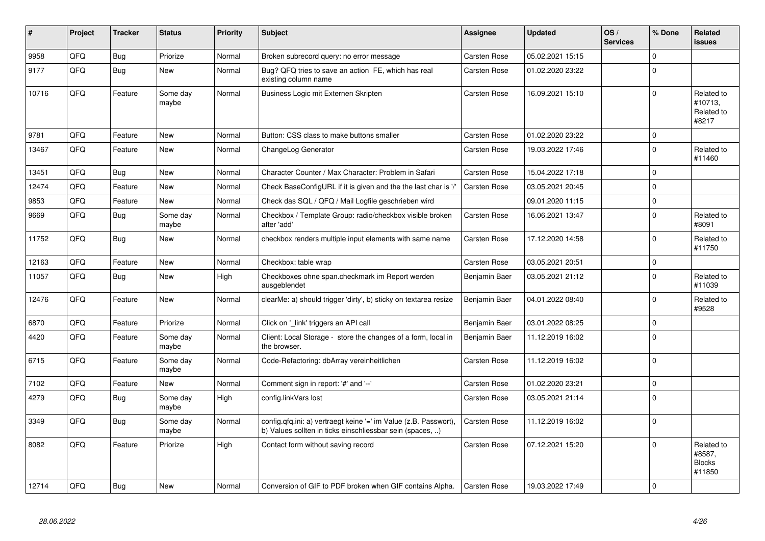| # | Project | Tracker | Status | Priority | Subject | Assignee | Updated | OS / Services | % Done | Related issues |
|---|---|---|---|---|---|---|---|---|---|---|
| 9958 | QFQ | Bug | Priorize | Normal | Broken subrecord query: no error message | Carsten Rose | 05.02.2021 15:15 | | 0 | |
| 9177 | QFQ | Bug | New | Normal | Bug? QFQ tries to save an action FE, which has real existing column name | Carsten Rose | 01.02.2020 23:22 | | 0 | |
| 10716 | QFQ | Feature | Some day maybe | Normal | Business Logic mit Externen Skripten | Carsten Rose | 16.09.2021 15:10 | | 0 | Related to #10713, Related to #8217 |
| 9781 | QFQ | Feature | New | Normal | Button: CSS class to make buttons smaller | Carsten Rose | 01.02.2020 23:22 | | 0 | |
| 13467 | QFQ | Feature | New | Normal | ChangeLog Generator | Carsten Rose | 19.03.2022 17:46 | | 0 | Related to #11460 |
| 13451 | QFQ | Bug | New | Normal | Character Counter / Max Character: Problem in Safari | Carsten Rose | 15.04.2022 17:18 | | 0 | |
| 12474 | QFQ | Feature | New | Normal | Check BaseConfigURL if it is given and the the last char is '/' | Carsten Rose | 03.05.2021 20:45 | | 0 | |
| 9853 | QFQ | Feature | New | Normal | Check das SQL / QFQ / Mail Logfile geschrieben wird | | 09.01.2020 11:15 | | 0 | |
| 9669 | QFQ | Bug | Some day maybe | Normal | Checkbox / Template Group: radio/checkbox visible broken after 'add' | Carsten Rose | 16.06.2021 13:47 | | 0 | Related to #8091 |
| 11752 | QFQ | Bug | New | Normal | checkbox renders multiple input elements with same name | Carsten Rose | 17.12.2020 14:58 | | 0 | Related to #11750 |
| 12163 | QFQ | Feature | New | Normal | Checkbox: table wrap | Carsten Rose | 03.05.2021 20:51 | | 0 | |
| 11057 | QFQ | Bug | New | High | Checkboxes ohne span.checkmark im Report werden ausgeblendet | Benjamin Baer | 03.05.2021 21:12 | | 0 | Related to #11039 |
| 12476 | QFQ | Feature | New | Normal | clearMe: a) should trigger 'dirty', b) sticky on textarea resize | Benjamin Baer | 04.01.2022 08:40 | | 0 | Related to #9528 |
| 6870 | QFQ | Feature | Priorize | Normal | Click on '_link' triggers an API call | Benjamin Baer | 03.01.2022 08:25 | | 0 | |
| 4420 | QFQ | Feature | Some day maybe | Normal | Client: Local Storage - store the changes of a form, local in the browser. | Benjamin Baer | 11.12.2019 16:02 | | 0 | |
| 6715 | QFQ | Feature | Some day maybe | Normal | Code-Refactoring: dbArray vereinheitlichen | Carsten Rose | 11.12.2019 16:02 | | 0 | |
| 7102 | QFQ | Feature | New | Normal | Comment sign in report: '#' and '--' | Carsten Rose | 01.02.2020 23:21 | | 0 | |
| 4279 | QFQ | Bug | Some day maybe | High | config.linkVars lost | Carsten Rose | 03.05.2021 21:14 | | 0 | |
| 3349 | QFQ | Bug | Some day maybe | Normal | config.qfq.ini: a) vertraegt keine '=' im Value (z.B. Passwort), b) Values sollten in ticks einschliessbar sein (spaces, ..) | Carsten Rose | 11.12.2019 16:02 | | 0 | |
| 8082 | QFQ | Feature | Priorize | High | Contact form without saving record | Carsten Rose | 07.12.2021 15:20 | | 0 | Related to #8587, Blocks #11850 |
| 12714 | QFQ | Bug | New | Normal | Conversion of GIF to PDF broken when GIF contains Alpha. | Carsten Rose | 19.03.2022 17:49 | | 0 | |

*28.06.2022*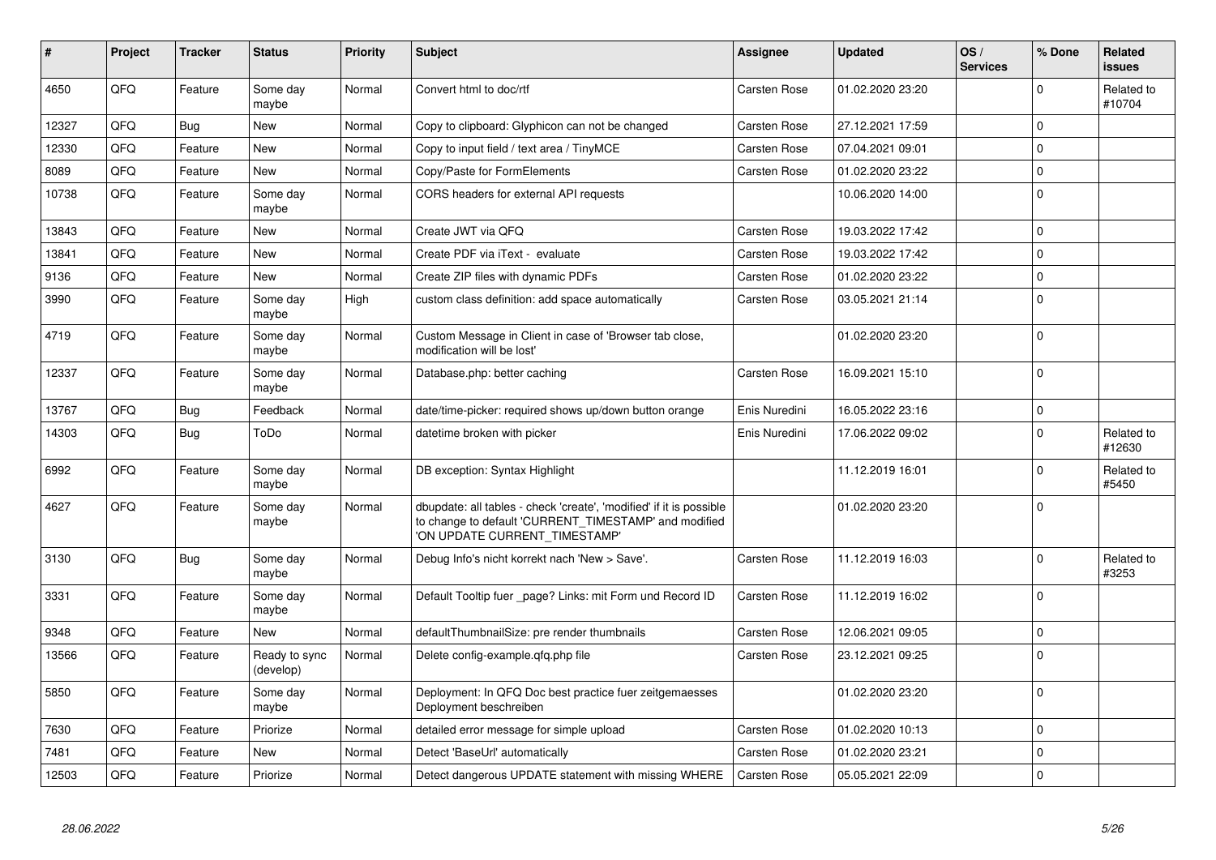| # | Project | Tracker | Status | Priority | Subject | Assignee | Updated | OS / Services | % Done | Related issues |
|---|---|---|---|---|---|---|---|---|---|---|
| 4650 | QFQ | Feature | Some day maybe | Normal | Convert html to doc/rtf | Carsten Rose | 01.02.2020 23:20 | | 0 | Related to #10704 |
| 12327 | QFQ | Bug | New | Normal | Copy to clipboard: Glyphicon can not be changed | Carsten Rose | 27.12.2021 17:59 | | 0 | |
| 12330 | QFQ | Feature | New | Normal | Copy to input field / text area / TinyMCE | Carsten Rose | 07.04.2021 09:01 | | 0 | |
| 8089 | QFQ | Feature | New | Normal | Copy/Paste for FormElements | Carsten Rose | 01.02.2020 23:22 | | 0 | |
| 10738 | QFQ | Feature | Some day maybe | Normal | CORS headers for external API requests | | 10.06.2020 14:00 | | 0 | |
| 13843 | QFQ | Feature | New | Normal | Create JWT via QFQ | Carsten Rose | 19.03.2022 17:42 | | 0 | |
| 13841 | QFQ | Feature | New | Normal | Create PDF via iText - evaluate | Carsten Rose | 19.03.2022 17:42 | | 0 | |
| 9136 | QFQ | Feature | New | Normal | Create ZIP files with dynamic PDFs | Carsten Rose | 01.02.2020 23:22 | | 0 | |
| 3990 | QFQ | Feature | Some day maybe | High | custom class definition: add space automatically | Carsten Rose | 03.05.2021 21:14 | | 0 | |
| 4719 | QFQ | Feature | Some day maybe | Normal | Custom Message in Client in case of 'Browser tab close, modification will be lost' | | 01.02.2020 23:20 | | 0 | |
| 12337 | QFQ | Feature | Some day maybe | Normal | Database.php: better caching | Carsten Rose | 16.09.2021 15:10 | | 0 | |
| 13767 | QFQ | Bug | Feedback | Normal | date/time-picker: required shows up/down button orange | Enis Nuredini | 16.05.2022 23:16 | | 0 | |
| 14303 | QFQ | Bug | ToDo | Normal | datetime broken with picker | Enis Nuredini | 17.06.2022 09:02 | | 0 | Related to #12630 |
| 6992 | QFQ | Feature | Some day maybe | Normal | DB exception: Syntax Highlight | | 11.12.2019 16:01 | | 0 | Related to #5450 |
| 4627 | QFQ | Feature | Some day maybe | Normal | dbupdate: all tables - check 'create', 'modified' if it is possible to change to default 'CURRENT_TIMESTAMP' and modified 'ON UPDATE CURRENT_TIMESTAMP' | | 01.02.2020 23:20 | | 0 | |
| 3130 | QFQ | Bug | Some day maybe | Normal | Debug Info's nicht korrekt nach 'New > Save'. | Carsten Rose | 11.12.2019 16:03 | | 0 | Related to #3253 |
| 3331 | QFQ | Feature | Some day maybe | Normal | Default Tooltip fuer _page? Links: mit Form und Record ID | Carsten Rose | 11.12.2019 16:02 | | 0 | |
| 9348 | QFQ | Feature | New | Normal | defaultThumbnailSize: pre render thumbnails | Carsten Rose | 12.06.2021 09:05 | | 0 | |
| 13566 | QFQ | Feature | Ready to sync (develop) | Normal | Delete config-example.qfq.php file | Carsten Rose | 23.12.2021 09:25 | | 0 | |
| 5850 | QFQ | Feature | Some day maybe | Normal | Deployment: In QFQ Doc best practice fuer zeitgemaesses Deployment beschreiben | | 01.02.2020 23:20 | | 0 | |
| 7630 | QFQ | Feature | Priorize | Normal | detailed error message for simple upload | Carsten Rose | 01.02.2020 10:13 | | 0 | |
| 7481 | QFQ | Feature | New | Normal | Detect 'BaseUrl' automatically | Carsten Rose | 01.02.2020 23:21 | | 0 | |
| 12503 | QFQ | Feature | Priorize | Normal | Detect dangerous UPDATE statement with missing WHERE | Carsten Rose | 05.05.2021 22:09 | | 0 | |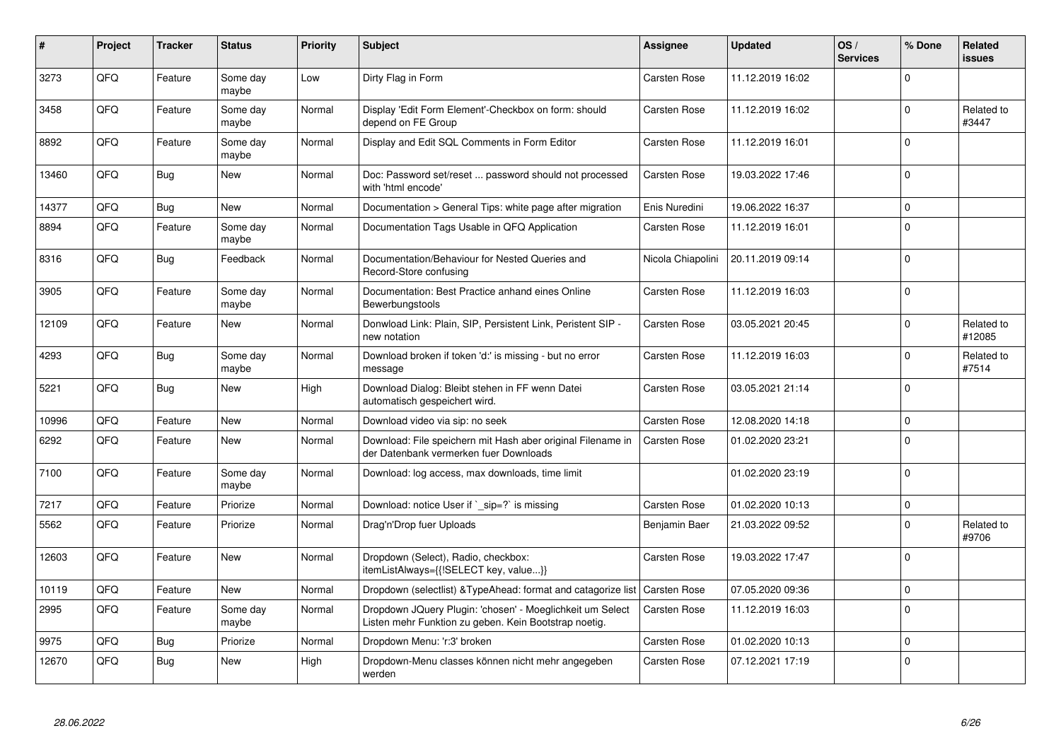| # | Project | Tracker | Status | Priority | Subject | Assignee | Updated | OS / Services | % Done | Related issues |
|---|---|---|---|---|---|---|---|---|---|---|
| 3273 | QFQ | Feature | Some day maybe | Low | Dirty Flag in Form | Carsten Rose | 11.12.2019 16:02 | | 0 | |
| 3458 | QFQ | Feature | Some day maybe | Normal | Display 'Edit Form Element'-Checkbox on form: should depend on FE Group | Carsten Rose | 11.12.2019 16:02 | | 0 | Related to #3447 |
| 8892 | QFQ | Feature | Some day maybe | Normal | Display and Edit SQL Comments in Form Editor | Carsten Rose | 11.12.2019 16:01 | | 0 | |
| 13460 | QFQ | Bug | New | Normal | Doc: Password set/reset ... password should not processed with 'html encode' | Carsten Rose | 19.03.2022 17:46 | | 0 | |
| 14377 | QFQ | Bug | New | Normal | Documentation > General Tips: white page after migration | Enis Nuredini | 19.06.2022 16:37 | | 0 | |
| 8894 | QFQ | Feature | Some day maybe | Normal | Documentation Tags Usable in QFQ Application | Carsten Rose | 11.12.2019 16:01 | | 0 | |
| 8316 | QFQ | Bug | Feedback | Normal | Documentation/Behaviour for Nested Queries and Record-Store confusing | Nicola Chiapolini | 20.11.2019 09:14 | | 0 | |
| 3905 | QFQ | Feature | Some day maybe | Normal | Documentation: Best Practice anhand eines Online Bewerbungstools | Carsten Rose | 11.12.2019 16:03 | | 0 | |
| 12109 | QFQ | Feature | New | Normal | Donwload Link: Plain, SIP, Persistent Link, Peristent SIP - new notation | Carsten Rose | 03.05.2021 20:45 | | 0 | Related to #12085 |
| 4293 | QFQ | Bug | Some day maybe | Normal | Download broken if token 'd:' is missing - but no error message | Carsten Rose | 11.12.2019 16:03 | | 0 | Related to #7514 |
| 5221 | QFQ | Bug | New | High | Download Dialog: Bleibt stehen in FF wenn Datei automatisch gespeichert wird. | Carsten Rose | 03.05.2021 21:14 | | 0 | |
| 10996 | QFQ | Feature | New | Normal | Download video via sip: no seek | Carsten Rose | 12.08.2020 14:18 | | 0 | |
| 6292 | QFQ | Feature | New | Normal | Download: File speichern mit Hash aber original Filename in der Datenbank vermerken fuer Downloads | Carsten Rose | 01.02.2020 23:21 | | 0 | |
| 7100 | QFQ | Feature | Some day maybe | Normal | Download: log access, max downloads, time limit | | 01.02.2020 23:19 | | 0 | |
| 7217 | QFQ | Feature | Priorize | Normal | Download: notice User if `_sip=?` is missing | Carsten Rose | 01.02.2020 10:13 | | 0 | |
| 5562 | QFQ | Feature | Priorize | Normal | Drag'n'Drop fuer Uploads | Benjamin Baer | 21.03.2022 09:52 | | 0 | Related to #9706 |
| 12603 | QFQ | Feature | New | Normal | Dropdown (Select), Radio, checkbox: itemListAlways={{!SELECT key, value...}} | Carsten Rose | 19.03.2022 17:47 | | 0 | |
| 10119 | QFQ | Feature | New | Normal | Dropdown (selectlist) &TypeAhead: format and catagorize list | Carsten Rose | 07.05.2020 09:36 | | 0 | |
| 2995 | QFQ | Feature | Some day maybe | Normal | Dropdown JQuery Plugin: 'chosen' - Moeglichkeit um Select Listen mehr Funktion zu geben. Kein Bootstrap noetig. | Carsten Rose | 11.12.2019 16:03 | | 0 | |
| 9975 | QFQ | Bug | Priorize | Normal | Dropdown Menu: 'r:3' broken | Carsten Rose | 01.02.2020 10:13 | | 0 | |
| 12670 | QFQ | Bug | New | High | Dropdown-Menu classes können nicht mehr angegeben werden | Carsten Rose | 07.12.2021 17:19 | | 0 | |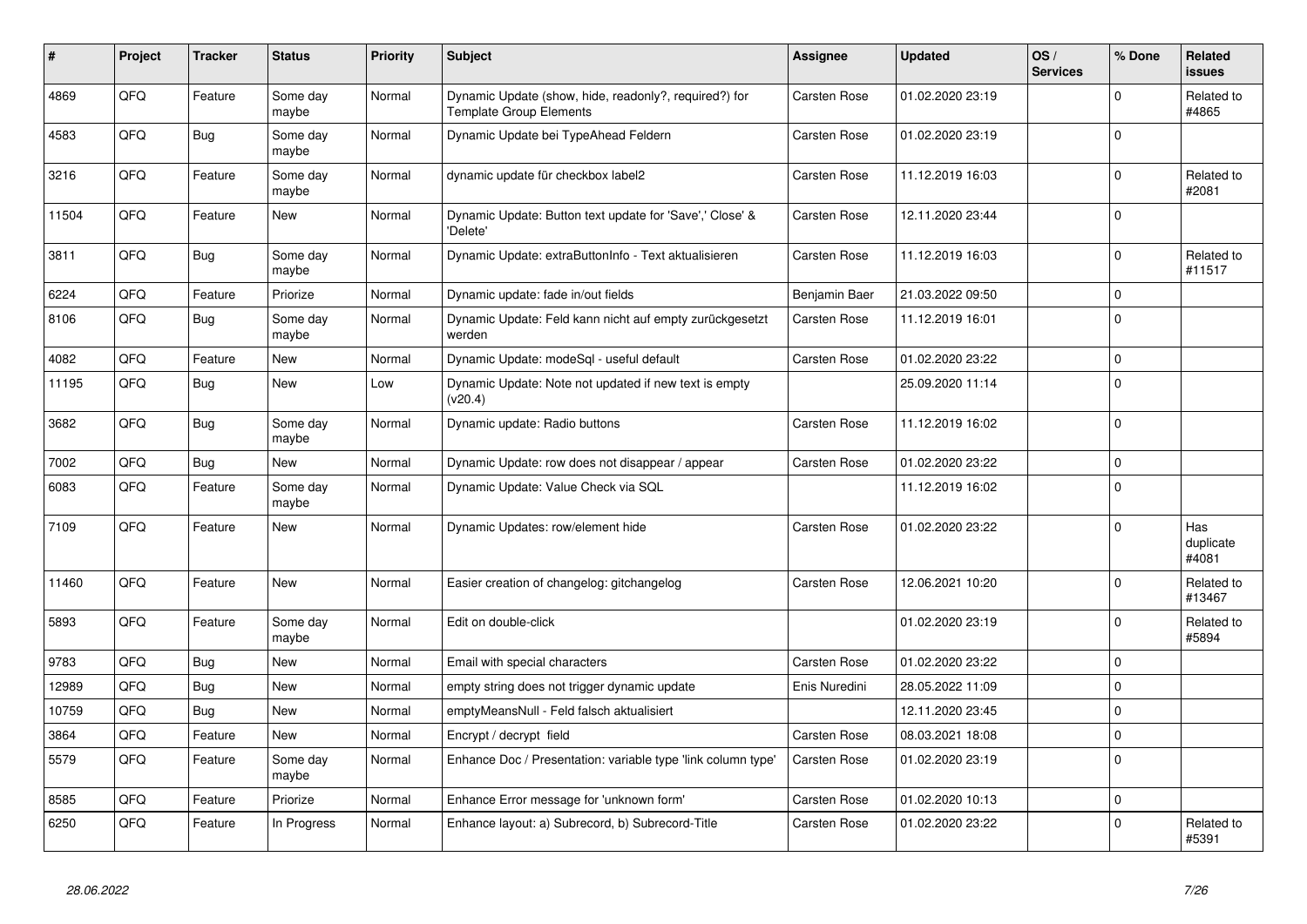| # | Project | Tracker | Status | Priority | Subject | Assignee | Updated | OS / Services | % Done | Related issues |
|---|---|---|---|---|---|---|---|---|---|---|
| 4869 | QFQ | Feature | Some day maybe | Normal | Dynamic Update (show, hide, readonly?, required?) for Template Group Elements | Carsten Rose | 01.02.2020 23:19 | | 0 | Related to #4865 |
| 4583 | QFQ | Bug | Some day maybe | Normal | Dynamic Update bei TypeAhead Feldern | Carsten Rose | 01.02.2020 23:19 | | 0 | |
| 3216 | QFQ | Feature | Some day maybe | Normal | dynamic update für checkbox label2 | Carsten Rose | 11.12.2019 16:03 | | 0 | Related to #2081 |
| 11504 | QFQ | Feature | New | Normal | Dynamic Update: Button text update for 'Save',' Close' & 'Delete' | Carsten Rose | 12.11.2020 23:44 | | 0 | |
| 3811 | QFQ | Bug | Some day maybe | Normal | Dynamic Update: extraButtonInfo - Text aktualisieren | Carsten Rose | 11.12.2019 16:03 | | 0 | Related to #11517 |
| 6224 | QFQ | Feature | Priorize | Normal | Dynamic update: fade in/out fields | Benjamin Baer | 21.03.2022 09:50 | | 0 | |
| 8106 | QFQ | Bug | Some day maybe | Normal | Dynamic Update: Feld kann nicht auf empty zurückgesetzt werden | Carsten Rose | 11.12.2019 16:01 | | 0 | |
| 4082 | QFQ | Feature | New | Normal | Dynamic Update: modeSql - useful default | Carsten Rose | 01.02.2020 23:22 | | 0 | |
| 11195 | QFQ | Bug | New | Low | Dynamic Update: Note not updated if new text is empty (v20.4) | | 25.09.2020 11:14 | | 0 | |
| 3682 | QFQ | Bug | Some day maybe | Normal | Dynamic update: Radio buttons | Carsten Rose | 11.12.2019 16:02 | | 0 | |
| 7002 | QFQ | Bug | New | Normal | Dynamic Update: row does not disappear / appear | Carsten Rose | 01.02.2020 23:22 | | 0 | |
| 6083 | QFQ | Feature | Some day maybe | Normal | Dynamic Update: Value Check via SQL | | 11.12.2019 16:02 | | 0 | |
| 7109 | QFQ | Feature | New | Normal | Dynamic Updates: row/element hide | Carsten Rose | 01.02.2020 23:22 | | 0 | Has duplicate #4081 |
| 11460 | QFQ | Feature | New | Normal | Easier creation of changelog: gitchangelog | Carsten Rose | 12.06.2021 10:20 | | 0 | Related to #13467 |
| 5893 | QFQ | Feature | Some day maybe | Normal | Edit on double-click | | 01.02.2020 23:19 | | 0 | Related to #5894 |
| 9783 | QFQ | Bug | New | Normal | Email with special characters | Carsten Rose | 01.02.2020 23:22 | | 0 | |
| 12989 | QFQ | Bug | New | Normal | empty string does not trigger dynamic update | Enis Nuredini | 28.05.2022 11:09 | | 0 | |
| 10759 | QFQ | Bug | New | Normal | emptyMeansNull - Feld falsch aktualisiert | | 12.11.2020 23:45 | | 0 | |
| 3864 | QFQ | Feature | New | Normal | Encrypt / decrypt field | Carsten Rose | 08.03.2021 18:08 | | 0 | |
| 5579 | QFQ | Feature | Some day maybe | Normal | Enhance Doc / Presentation: variable type 'link column type' | Carsten Rose | 01.02.2020 23:19 | | 0 | |
| 8585 | QFQ | Feature | Priorize | Normal | Enhance Error message for 'unknown form' | Carsten Rose | 01.02.2020 10:13 | | 0 | |
| 6250 | QFQ | Feature | In Progress | Normal | Enhance layout: a) Subrecord, b) Subrecord-Title | Carsten Rose | 01.02.2020 23:22 | | 0 | Related to #5391 |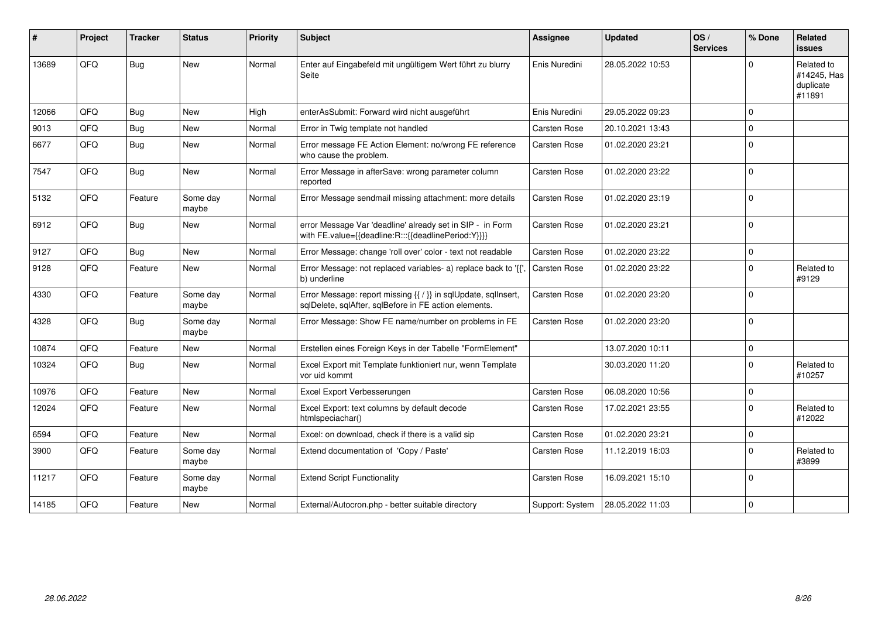| # | Project | Tracker | Status | Priority | Subject | Assignee | Updated | OS / Services | % Done | Related issues |
|---|---|---|---|---|---|---|---|---|---|---|
| 13689 | QFQ | Bug | New | Normal | Enter auf Eingabefeld mit ungültigem Wert führt zu blurry Seite | Enis Nuredini | 28.05.2022 10:53 | | 0 | Related to #14245, Has duplicate #11891 |
| 12066 | QFQ | Bug | New | High | enterAsSubmit: Forward wird nicht ausgeführt | Enis Nuredini | 29.05.2022 09:23 | | 0 | |
| 9013 | QFQ | Bug | New | Normal | Error in Twig template not handled | Carsten Rose | 20.10.2021 13:43 | | 0 | |
| 6677 | QFQ | Bug | New | Normal | Error message FE Action Element: no/wrong FE reference who cause the problem. | Carsten Rose | 01.02.2020 23:21 | | 0 | |
| 7547 | QFQ | Bug | New | Normal | Error Message in afterSave: wrong parameter column reported | Carsten Rose | 01.02.2020 23:22 | | 0 | |
| 5132 | QFQ | Feature | Some day maybe | Normal | Error Message sendmail missing attachment: more details | Carsten Rose | 01.02.2020 23:19 | | 0 | |
| 6912 | QFQ | Bug | New | Normal | error Message Var 'deadline' already set in SIP - in Form with FE.value={{deadline:R:::{{deadlinePeriod:Y}}}} | Carsten Rose | 01.02.2020 23:21 | | 0 | |
| 9127 | QFQ | Bug | New | Normal | Error Message: change 'roll over' color - text not readable | Carsten Rose | 01.02.2020 23:22 | | 0 | |
| 9128 | QFQ | Feature | New | Normal | Error Message: not replaced variables- a) replace back to '{{', b) underline | Carsten Rose | 01.02.2020 23:22 | | 0 | Related to #9129 |
| 4330 | QFQ | Feature | Some day maybe | Normal | Error Message: report missing {{ / }} in sqlUpdate, sqlInsert, sqlDelete, sqlAfter, sqlBefore in FE action elements. | Carsten Rose | 01.02.2020 23:20 | | 0 | |
| 4328 | QFQ | Bug | Some day maybe | Normal | Error Message: Show FE name/number on problems in FE | Carsten Rose | 01.02.2020 23:20 | | 0 | |
| 10874 | QFQ | Feature | New | Normal | Erstellen eines Foreign Keys in der Tabelle "FormElement" | | 13.07.2020 10:11 | | 0 | |
| 10324 | QFQ | Bug | New | Normal | Excel Export mit Template funktioniert nur, wenn Template vor uid kommt | | 30.03.2020 11:20 | | 0 | Related to #10257 |
| 10976 | QFQ | Feature | New | Normal | Excel Export Verbesserungen | Carsten Rose | 06.08.2020 10:56 | | 0 | |
| 12024 | QFQ | Feature | New | Normal | Excel Export: text columns by default decode htmlspeciachar() | Carsten Rose | 17.02.2021 23:55 | | 0 | Related to #12022 |
| 6594 | QFQ | Feature | New | Normal | Excel: on download, check if there is a valid sip | Carsten Rose | 01.02.2020 23:21 | | 0 | |
| 3900 | QFQ | Feature | Some day maybe | Normal | Extend documentation of 'Copy / Paste' | Carsten Rose | 11.12.2019 16:03 | | 0 | Related to #3899 |
| 11217 | QFQ | Feature | Some day maybe | Normal | Extend Script Functionality | Carsten Rose | 16.09.2021 15:10 | | 0 | |
| 14185 | QFQ | Feature | New | Normal | External/Autocron.php - better suitable directory | Support: System | 28.05.2022 11:03 | | 0 | |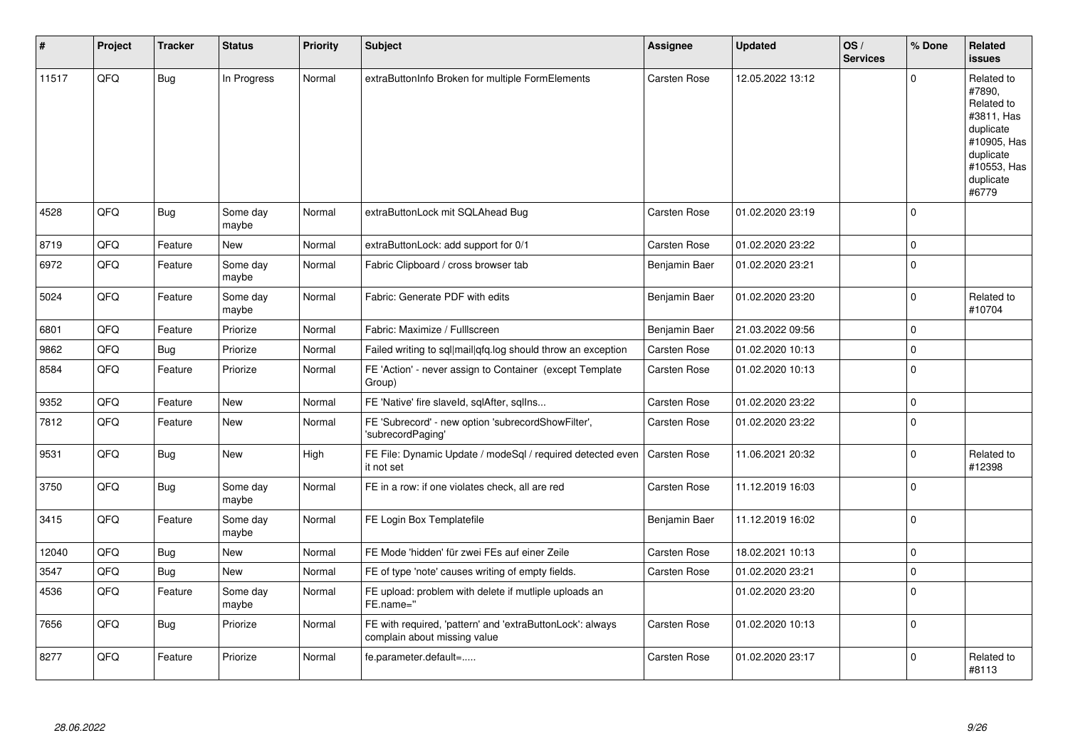| # | Project | Tracker | Status | Priority | Subject | Assignee | Updated | OS / Services | % Done | Related issues |
|---|---|---|---|---|---|---|---|---|---|---|
| 11517 | QFQ | Bug | In Progress | Normal | extraButtonInfo Broken for multiple FormElements | Carsten Rose | 12.05.2022 13:12 | | 0 | Related to #7890, Related to #3811, Has duplicate #10905, Has duplicate #10553, Has duplicate #6779 |
| 4528 | QFQ | Bug | Some day maybe | Normal | extraButtonLock mit SQLAhead Bug | Carsten Rose | 01.02.2020 23:19 | | 0 | |
| 8719 | QFQ | Feature | New | Normal | extraButtonLock: add support for 0/1 | Carsten Rose | 01.02.2020 23:22 | | 0 | |
| 6972 | QFQ | Feature | Some day maybe | Normal | Fabric Clipboard / cross browser tab | Benjamin Baer | 01.02.2020 23:21 | | 0 | |
| 5024 | QFQ | Feature | Some day maybe | Normal | Fabric: Generate PDF with edits | Benjamin Baer | 01.02.2020 23:20 | | 0 | Related to #10704 |
| 6801 | QFQ | Feature | Priorize | Normal | Fabric: Maximize / Fulllscreen | Benjamin Baer | 21.03.2022 09:56 | | 0 | |
| 9862 | QFQ | Bug | Priorize | Normal | Failed writing to sql\|mail\|qfq.log should throw an exception | Carsten Rose | 01.02.2020 10:13 | | 0 | |
| 8584 | QFQ | Feature | Priorize | Normal | FE 'Action' - never assign to Container (except Template Group) | Carsten Rose | 01.02.2020 10:13 | | 0 | |
| 9352 | QFQ | Feature | New | Normal | FE 'Native' fire slaveId, sqlAfter, sqlIns... | Carsten Rose | 01.02.2020 23:22 | | 0 | |
| 7812 | QFQ | Feature | New | Normal | FE 'Subrecord' - new option 'subrecordShowFilter', 'subrecordPaging' | Carsten Rose | 01.02.2020 23:22 | | 0 | |
| 9531 | QFQ | Bug | New | High | FE File: Dynamic Update / modeSql / required detected even it not set | Carsten Rose | 11.06.2021 20:32 | | 0 | Related to #12398 |
| 3750 | QFQ | Bug | Some day maybe | Normal | FE in a row: if one violates check, all are red | Carsten Rose | 11.12.2019 16:03 | | 0 | |
| 3415 | QFQ | Feature | Some day maybe | Normal | FE Login Box Templatefile | Benjamin Baer | 11.12.2019 16:02 | | 0 | |
| 12040 | QFQ | Bug | New | Normal | FE Mode 'hidden' für zwei FEs auf einer Zeile | Carsten Rose | 18.02.2021 10:13 | | 0 | |
| 3547 | QFQ | Bug | New | Normal | FE of type 'note' causes writing of empty fields. | Carsten Rose | 01.02.2020 23:21 | | 0 | |
| 4536 | QFQ | Feature | Some day maybe | Normal | FE upload: problem with delete if mutliple uploads an FE.name=" | | 01.02.2020 23:20 | | 0 | |
| 7656 | QFQ | Bug | Priorize | Normal | FE with required, 'pattern' and 'extraButtonLock': always complain about missing value | Carsten Rose | 01.02.2020 10:13 | | 0 | |
| 8277 | QFQ | Feature | Priorize | Normal | fe.parameter.default=..... | Carsten Rose | 01.02.2020 23:17 | | 0 | Related to #8113 |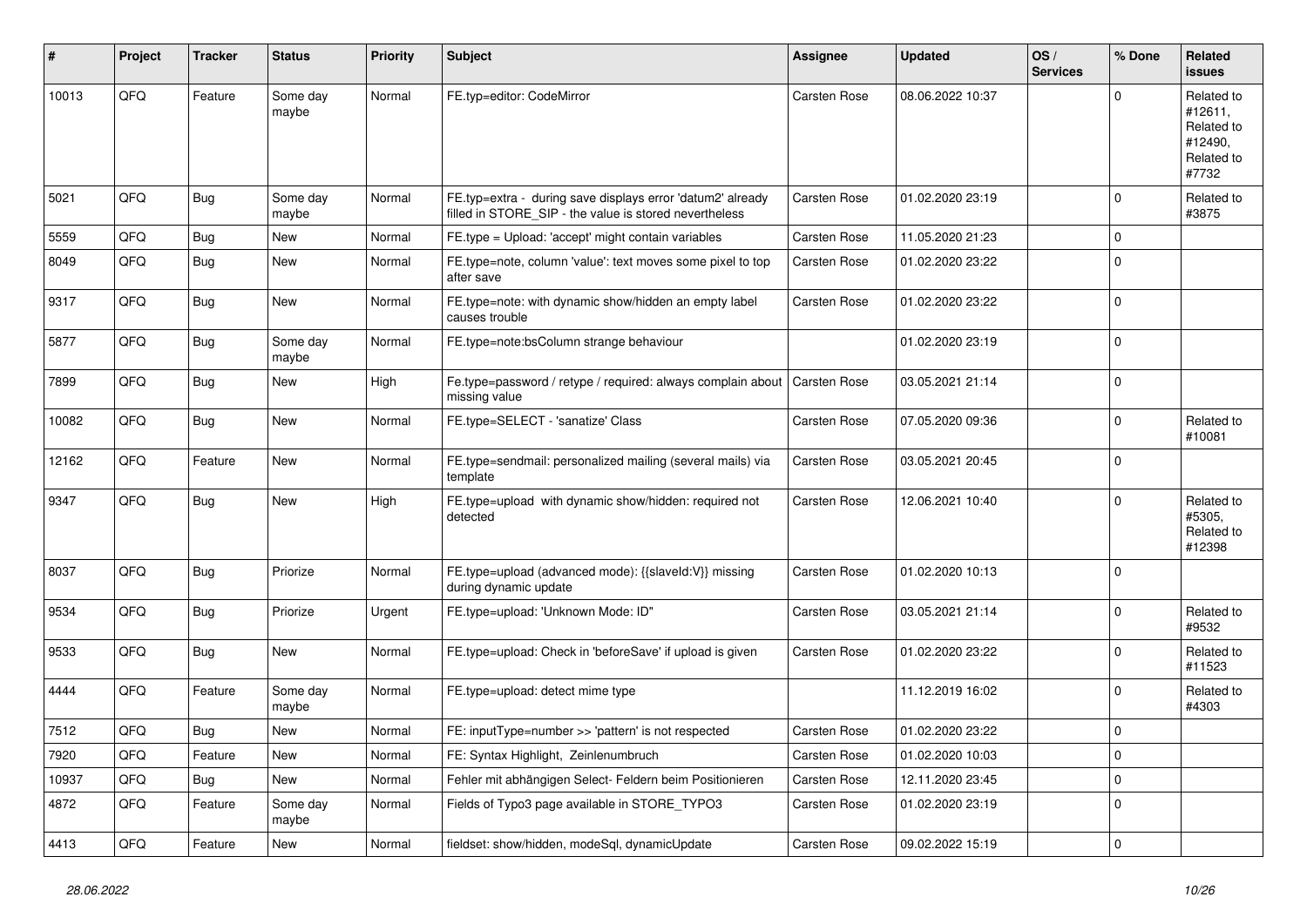| # | Project | Tracker | Status | Priority | Subject | Assignee | Updated | OS / Services | % Done | Related issues |
|---|---|---|---|---|---|---|---|---|---|---|
| 10013 | QFQ | Feature | Some day maybe | Normal | FE.typ=editor: CodeMirror | Carsten Rose | 08.06.2022 10:37 | | 0 | Related to #12611, Related to #12490, Related to #7732 |
| 5021 | QFQ | Bug | Some day maybe | Normal | FE.typ=extra - during save displays error 'datum2' already filled in STORE_SIP - the value is stored nevertheless | Carsten Rose | 01.02.2020 23:19 | | 0 | Related to #3875 |
| 5559 | QFQ | Bug | New | Normal | FE.type = Upload: 'accept' might contain variables | Carsten Rose | 11.05.2020 21:23 | | 0 | |
| 8049 | QFQ | Bug | New | Normal | FE.type=note, column 'value': text moves some pixel to top after save | Carsten Rose | 01.02.2020 23:22 | | 0 | |
| 9317 | QFQ | Bug | New | Normal | FE.type=note: with dynamic show/hidden an empty label causes trouble | Carsten Rose | 01.02.2020 23:22 | | 0 | |
| 5877 | QFQ | Bug | Some day maybe | Normal | FE.type=note:bsColumn strange behaviour | | 01.02.2020 23:19 | | 0 | |
| 7899 | QFQ | Bug | New | High | Fe.type=password / retype / required: always complain about missing value | Carsten Rose | 03.05.2021 21:14 | | 0 | |
| 10082 | QFQ | Bug | New | Normal | FE.type=SELECT - 'sanatize' Class | Carsten Rose | 07.05.2020 09:36 | | 0 | Related to #10081 |
| 12162 | QFQ | Feature | New | Normal | FE.type=sendmail: personalized mailing (several mails) via template | Carsten Rose | 03.05.2021 20:45 | | 0 | |
| 9347 | QFQ | Bug | New | High | FE.type=upload with dynamic show/hidden: required not detected | Carsten Rose | 12.06.2021 10:40 | | 0 | Related to #5305, Related to #12398 |
| 8037 | QFQ | Bug | Priorize | Normal | FE.type=upload (advanced mode): {{slaveId:V}} missing during dynamic update | Carsten Rose | 01.02.2020 10:13 | | 0 | |
| 9534 | QFQ | Bug | Priorize | Urgent | FE.type=upload: 'Unknown Mode: ID" | Carsten Rose | 03.05.2021 21:14 | | 0 | Related to #9532 |
| 9533 | QFQ | Bug | New | Normal | FE.type=upload: Check in 'beforeSave' if upload is given | Carsten Rose | 01.02.2020 23:22 | | 0 | Related to #11523 |
| 4444 | QFQ | Feature | Some day maybe | Normal | FE.type=upload: detect mime type | | 11.12.2019 16:02 | | 0 | Related to #4303 |
| 7512 | QFQ | Bug | New | Normal | FE: inputType=number >> 'pattern' is not respected | Carsten Rose | 01.02.2020 23:22 | | 0 | |
| 7920 | QFQ | Feature | New | Normal | FE: Syntax Highlight, Zeinlenumbruch | Carsten Rose | 01.02.2020 10:03 | | 0 | |
| 10937 | QFQ | Bug | New | Normal | Fehler mit abhängigen Select- Feldern beim Positionieren | Carsten Rose | 12.11.2020 23:45 | | 0 | |
| 4872 | QFQ | Feature | Some day maybe | Normal | Fields of Typo3 page available in STORE_TYPO3 | Carsten Rose | 01.02.2020 23:19 | | 0 | |
| 4413 | QFQ | Feature | New | Normal | fieldset: show/hidden, modeSql, dynamicUpdate | Carsten Rose | 09.02.2022 15:19 | | 0 | |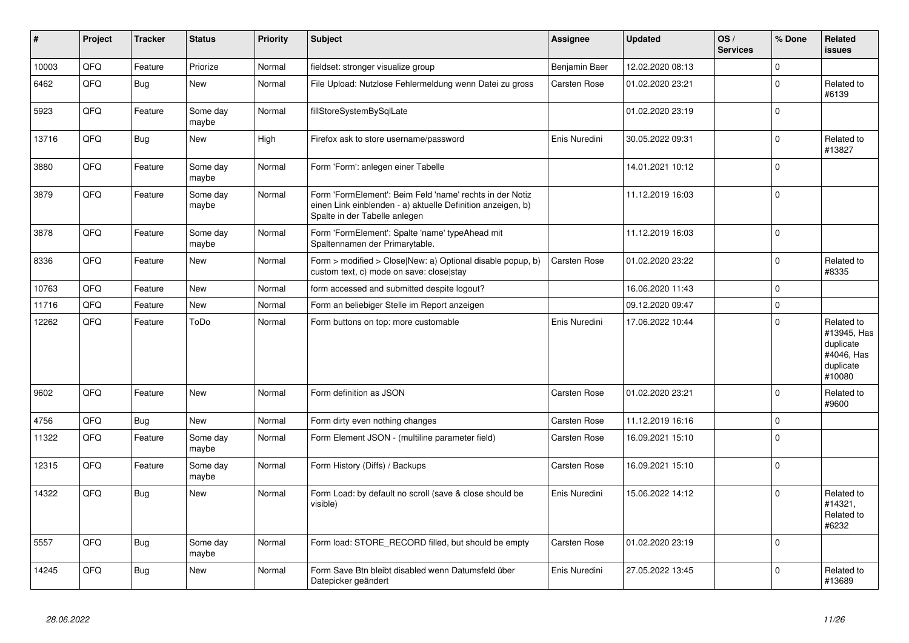| # | Project | Tracker | Status | Priority | Subject | Assignee | Updated | OS / Services | % Done | Related issues |
|---|---|---|---|---|---|---|---|---|---|---|
| 10003 | QFQ | Feature | Priorize | Normal | fieldset: stronger visualize group | Benjamin Baer | 12.02.2020 08:13 | | 0 | |
| 6462 | QFQ | Bug | New | Normal | File Upload: Nutzlose Fehlermeldung wenn Datei zu gross | Carsten Rose | 01.02.2020 23:21 | | 0 | Related to #6139 |
| 5923 | QFQ | Feature | Some day maybe | Normal | fillStoreSystemBySqlLate | | 01.02.2020 23:19 | | 0 | |
| 13716 | QFQ | Bug | New | High | Firefox ask to store username/password | Enis Nuredini | 30.05.2022 09:31 | | 0 | Related to #13827 |
| 3880 | QFQ | Feature | Some day maybe | Normal | Form 'Form': anlegen einer Tabelle | | 14.01.2021 10:12 | | 0 | |
| 3879 | QFQ | Feature | Some day maybe | Normal | Form 'FormElement': Beim Feld 'name' rechts in der Notiz einen Link einblenden - a) aktuelle Definition anzeigen, b) Spalte in der Tabelle anlegen | | 11.12.2019 16:03 | | 0 | |
| 3878 | QFQ | Feature | Some day maybe | Normal | Form 'FormElement': Spalte 'name' typeAhead mit Spaltennamen der Primarytable. | | 11.12.2019 16:03 | | 0 | |
| 8336 | QFQ | Feature | New | Normal | Form > modified > Close\|New: a) Optional disable popup, b) custom text, c) mode on save: close\|stay | Carsten Rose | 01.02.2020 23:22 | | 0 | Related to #8335 |
| 10763 | QFQ | Feature | New | Normal | form accessed and submitted despite logout? | | 16.06.2020 11:43 | | 0 | |
| 11716 | QFQ | Feature | New | Normal | Form an beliebiger Stelle im Report anzeigen | | 09.12.2020 09:47 | | 0 | |
| 12262 | QFQ | Feature | ToDo | Normal | Form buttons on top: more customable | Enis Nuredini | 17.06.2022 10:44 | | 0 | Related to #13945, Has duplicate #4046, Has duplicate #10080 |
| 9602 | QFQ | Feature | New | Normal | Form definition as JSON | Carsten Rose | 01.02.2020 23:21 | | 0 | Related to #9600 |
| 4756 | QFQ | Bug | New | Normal | Form dirty even nothing changes | Carsten Rose | 11.12.2019 16:16 | | 0 | |
| 11322 | QFQ | Feature | Some day maybe | Normal | Form Element JSON - (multiline parameter field) | Carsten Rose | 16.09.2021 15:10 | | 0 | |
| 12315 | QFQ | Feature | Some day maybe | Normal | Form History (Diffs) / Backups | Carsten Rose | 16.09.2021 15:10 | | 0 | |
| 14322 | QFQ | Bug | New | Normal | Form Load: by default no scroll (save & close should be visible) | Enis Nuredini | 15.06.2022 14:12 | | 0 | Related to #14321, Related to #6232 |
| 5557 | QFQ | Bug | Some day maybe | Normal | Form load: STORE_RECORD filled, but should be empty | Carsten Rose | 01.02.2020 23:19 | | 0 | |
| 14245 | QFQ | Bug | New | Normal | Form Save Btn bleibt disabled wenn Datumsfeld über Datepicker geändert | Enis Nuredini | 27.05.2022 13:45 | | 0 | Related to #13689 |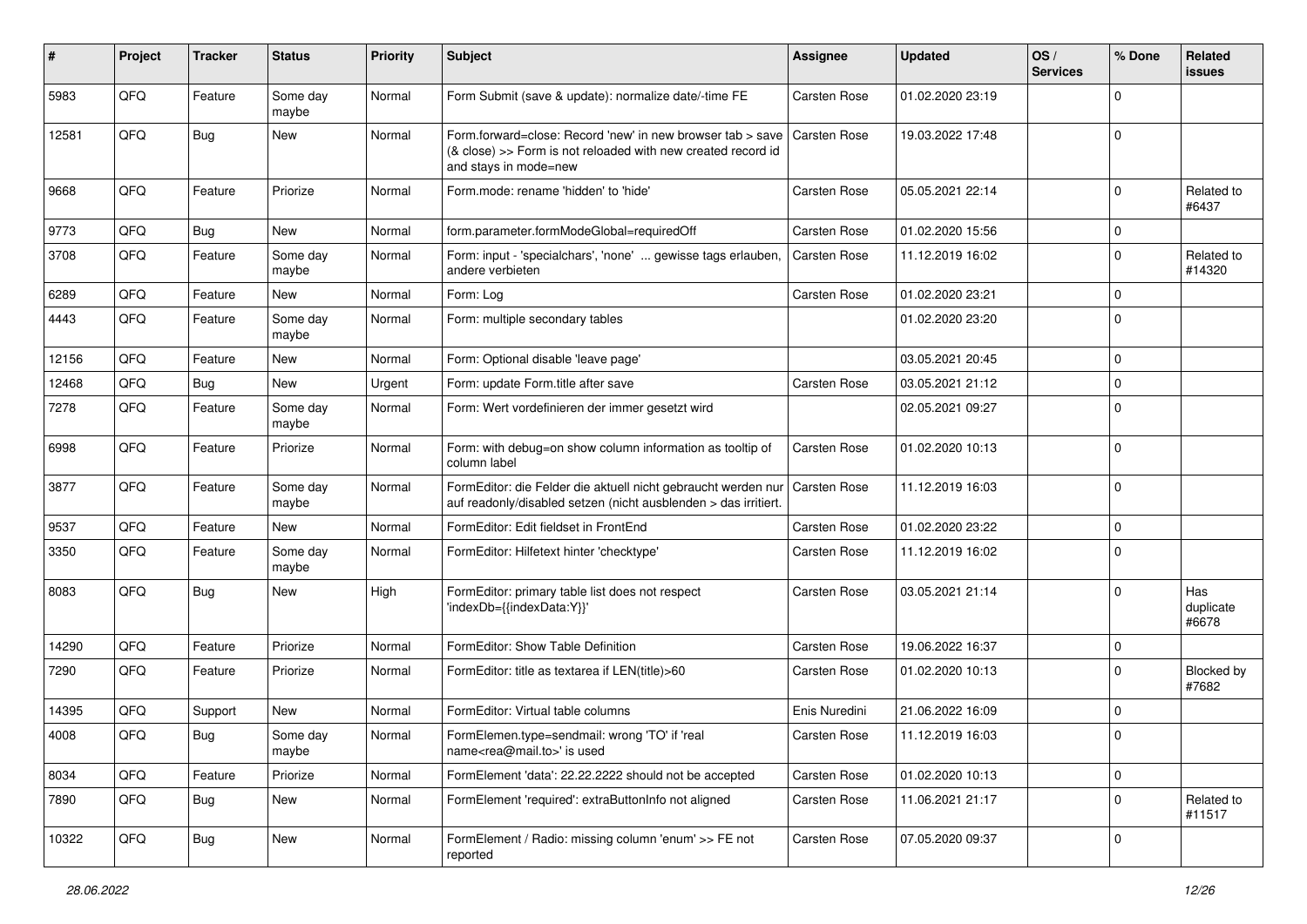| # | Project | Tracker | Status | Priority | Subject | Assignee | Updated | OS / Services | % Done | Related issues |
|---|---|---|---|---|---|---|---|---|---|---|
| 5983 | QFQ | Feature | Some day maybe | Normal | Form Submit (save & update): normalize date/-time FE | Carsten Rose | 01.02.2020 23:19 | | 0 | |
| 12581 | QFQ | Bug | New | Normal | Form.forward=close: Record 'new' in new browser tab > save (& close) >> Form is not reloaded with new created record id and stays in mode=new | Carsten Rose | 19.03.2022 17:48 | | 0 | |
| 9668 | QFQ | Feature | Priorize | Normal | Form.mode: rename 'hidden' to 'hide' | Carsten Rose | 05.05.2021 22:14 | | 0 | Related to #6437 |
| 9773 | QFQ | Bug | New | Normal | form.parameter.formModeGlobal=requiredOff | Carsten Rose | 01.02.2020 15:56 | | 0 | |
| 3708 | QFQ | Feature | Some day maybe | Normal | Form: input - 'specialchars', 'none' ... gewisse tags erlauben, andere verbieten | Carsten Rose | 11.12.2019 16:02 | | 0 | Related to #14320 |
| 6289 | QFQ | Feature | New | Normal | Form: Log | Carsten Rose | 01.02.2020 23:21 | | 0 | |
| 4443 | QFQ | Feature | Some day maybe | Normal | Form: multiple secondary tables | | 01.02.2020 23:20 | | 0 | |
| 12156 | QFQ | Feature | New | Normal | Form: Optional disable 'leave page' | | 03.05.2021 20:45 | | 0 | |
| 12468 | QFQ | Bug | New | Urgent | Form: update Form.title after save | Carsten Rose | 03.05.2021 21:12 | | 0 | |
| 7278 | QFQ | Feature | Some day maybe | Normal | Form: Wert vordefinieren der immer gesetzt wird | | 02.05.2021 09:27 | | 0 | |
| 6998 | QFQ | Feature | Priorize | Normal | Form: with debug=on show column information as tooltip of column label | Carsten Rose | 01.02.2020 10:13 | | 0 | |
| 3877 | QFQ | Feature | Some day maybe | Normal | FormEditor: die Felder die aktuell nicht gebraucht werden nur auf readonly/disabled setzen (nicht ausblenden > das irritiert. | Carsten Rose | 11.12.2019 16:03 | | 0 | |
| 9537 | QFQ | Feature | New | Normal | FormEditor: Edit fieldset in FrontEnd | Carsten Rose | 01.02.2020 23:22 | | 0 | |
| 3350 | QFQ | Feature | Some day maybe | Normal | FormEditor: Hilfetext hinter 'checktype' | Carsten Rose | 11.12.2019 16:02 | | 0 | |
| 8083 | QFQ | Bug | New | High | FormEditor: primary table list does not respect 'indexDb={{indexData:Y}}' | Carsten Rose | 03.05.2021 21:14 | | 0 | Has duplicate #6678 |
| 14290 | QFQ | Feature | Priorize | Normal | FormEditor: Show Table Definition | Carsten Rose | 19.06.2022 16:37 | | 0 | |
| 7290 | QFQ | Feature | Priorize | Normal | FormEditor: title as textarea if LEN(title)>60 | Carsten Rose | 01.02.2020 10:13 | | 0 | Blocked by #7682 |
| 14395 | QFQ | Support | New | Normal | FormEditor: Virtual table columns | Enis Nuredini | 21.06.2022 16:09 | | 0 | |
| 4008 | QFQ | Bug | Some day maybe | Normal | FormElemen.type=sendmail: wrong 'TO' if 'real name<rea@mail.to>' is used | Carsten Rose | 11.12.2019 16:03 | | 0 | |
| 8034 | QFQ | Feature | Priorize | Normal | FormElement 'data': 22.22.2222 should not be accepted | Carsten Rose | 01.02.2020 10:13 | | 0 | |
| 7890 | QFQ | Bug | New | Normal | FormElement 'required': extraButtonInfo not aligned | Carsten Rose | 11.06.2021 21:17 | | 0 | Related to #11517 |
| 10322 | QFQ | Bug | New | Normal | FormElement / Radio: missing column 'enum' >> FE not reported | Carsten Rose | 07.05.2020 09:37 | | 0 | |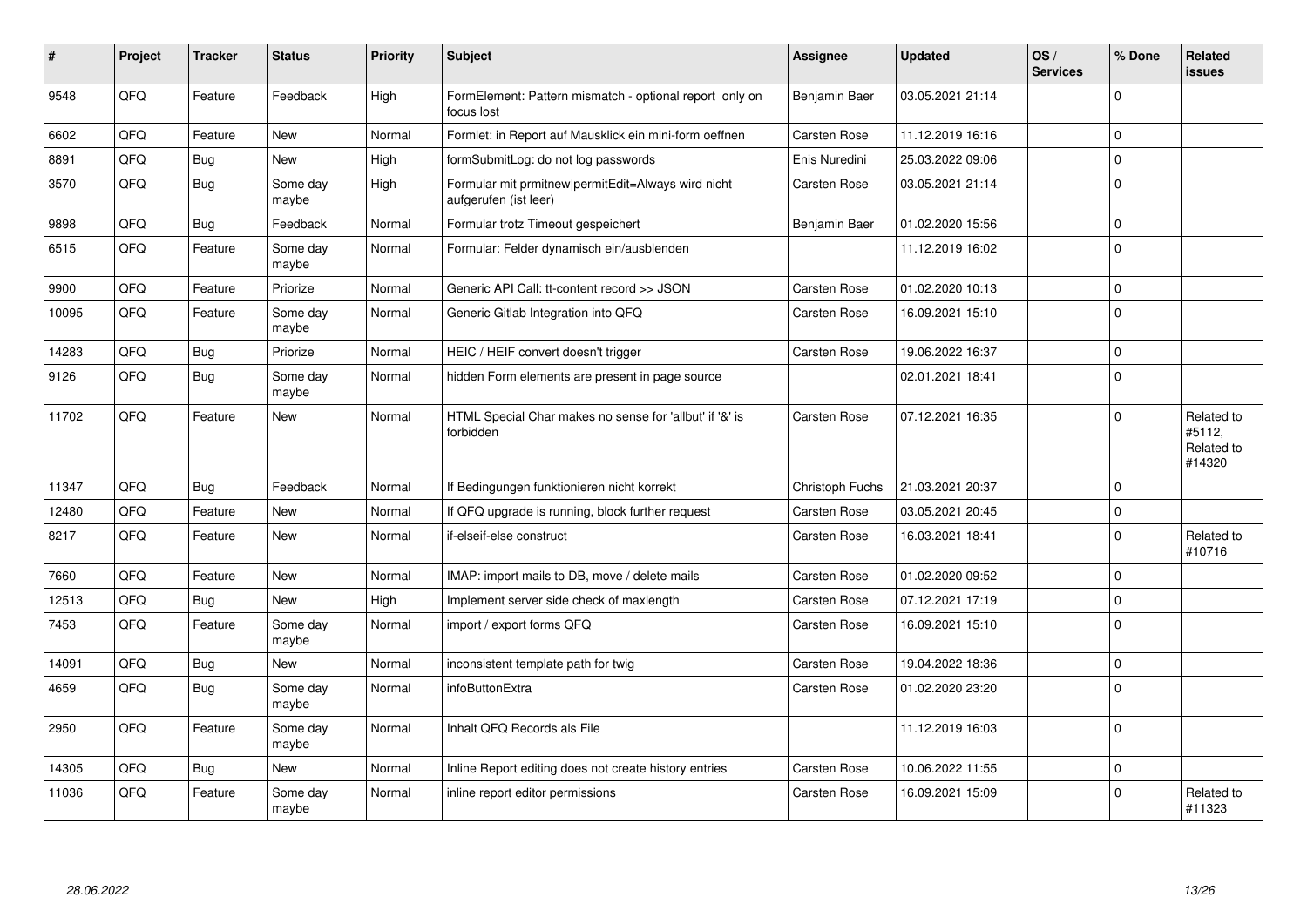| # | Project | Tracker | Status | Priority | Subject | Assignee | Updated | OS / Services | % Done | Related issues |
|---|---|---|---|---|---|---|---|---|---|---|
| 9548 | QFQ | Feature | Feedback | High | FormElement: Pattern mismatch - optional report only on focus lost | Benjamin Baer | 03.05.2021 21:14 | | 0 | |
| 6602 | QFQ | Feature | New | Normal | Formlet: in Report auf Mausklick ein mini-form oeffnen | Carsten Rose | 11.12.2019 16:16 | | 0 | |
| 8891 | QFQ | Bug | New | High | formSubmitLog: do not log passwords | Enis Nuredini | 25.03.2022 09:06 | | 0 | |
| 3570 | QFQ | Bug | Some day maybe | High | Formular mit prmitnew|permitEdit=Always wird nicht aufgerufen (ist leer) | Carsten Rose | 03.05.2021 21:14 | | 0 | |
| 9898 | QFQ | Bug | Feedback | Normal | Formular trotz Timeout gespeichert | Benjamin Baer | 01.02.2020 15:56 | | 0 | |
| 6515 | QFQ | Feature | Some day maybe | Normal | Formular: Felder dynamisch ein/ausblenden | | 11.12.2019 16:02 | | 0 | |
| 9900 | QFQ | Feature | Priorize | Normal | Generic API Call: tt-content record >> JSON | Carsten Rose | 01.02.2020 10:13 | | 0 | |
| 10095 | QFQ | Feature | Some day maybe | Normal | Generic Gitlab Integration into QFQ | Carsten Rose | 16.09.2021 15:10 | | 0 | |
| 14283 | QFQ | Bug | Priorize | Normal | HEIC / HEIF convert doesn't trigger | Carsten Rose | 19.06.2022 16:37 | | 0 | |
| 9126 | QFQ | Bug | Some day maybe | Normal | hidden Form elements are present in page source | | 02.01.2021 18:41 | | 0 | |
| 11702 | QFQ | Feature | New | Normal | HTML Special Char makes no sense for 'allbut' if '&' is forbidden | Carsten Rose | 07.12.2021 16:35 | | 0 | Related to #5112, Related to #14320 |
| 11347 | QFQ | Bug | Feedback | Normal | If Bedingungen funktionieren nicht korrekt | Christoph Fuchs | 21.03.2021 20:37 | | 0 | |
| 12480 | QFQ | Feature | New | Normal | If QFQ upgrade is running, block further request | Carsten Rose | 03.05.2021 20:45 | | 0 | |
| 8217 | QFQ | Feature | New | Normal | if-elseif-else construct | Carsten Rose | 16.03.2021 18:41 | | 0 | Related to #10716 |
| 7660 | QFQ | Feature | New | Normal | IMAP: import mails to DB, move / delete mails | Carsten Rose | 01.02.2020 09:52 | | 0 | |
| 12513 | QFQ | Bug | New | High | Implement server side check of maxlength | Carsten Rose | 07.12.2021 17:19 | | 0 | |
| 7453 | QFQ | Feature | Some day maybe | Normal | import / export forms QFQ | Carsten Rose | 16.09.2021 15:10 | | 0 | |
| 14091 | QFQ | Bug | New | Normal | inconsistent template path for twig | Carsten Rose | 19.04.2022 18:36 | | 0 | |
| 4659 | QFQ | Bug | Some day maybe | Normal | infoButtonExtra | Carsten Rose | 01.02.2020 23:20 | | 0 | |
| 2950 | QFQ | Feature | Some day maybe | Normal | Inhalt QFQ Records als File | | 11.12.2019 16:03 | | 0 | |
| 14305 | QFQ | Bug | New | Normal | Inline Report editing does not create history entries | Carsten Rose | 10.06.2022 11:55 | | 0 | |
| 11036 | QFQ | Feature | Some day maybe | Normal | inline report editor permissions | Carsten Rose | 16.09.2021 15:09 | | 0 | Related to #11323 |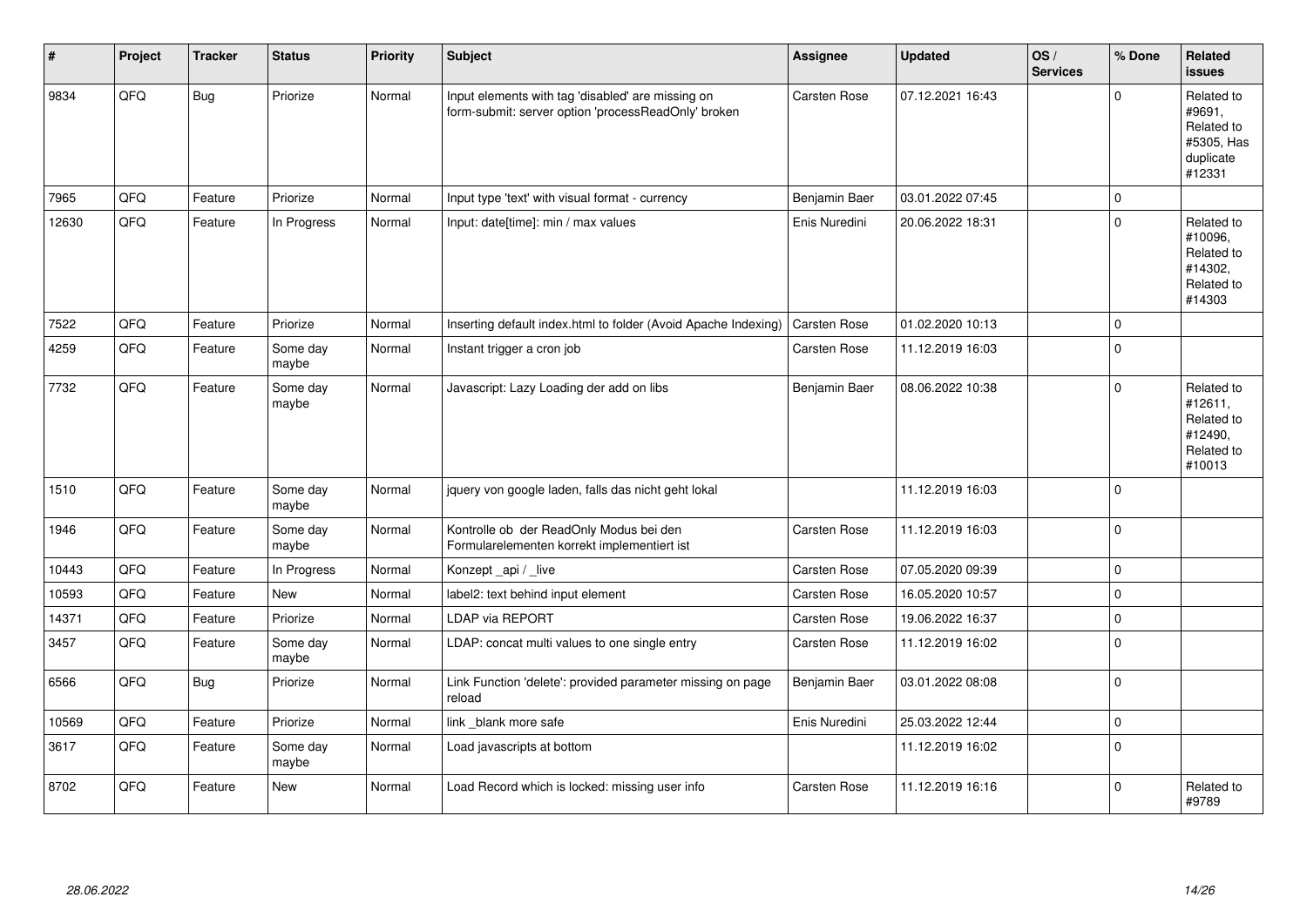| # | Project | Tracker | Status | Priority | Subject | Assignee | Updated | OS / Services | % Done | Related issues |
|---|---|---|---|---|---|---|---|---|---|---|
| 9834 | QFQ | Bug | Priorize | Normal | Input elements with tag 'disabled' are missing on form-submit: server option 'processReadOnly' broken | Carsten Rose | 07.12.2021 16:43 | | 0 | Related to #9691, Related to #5305, Has duplicate #12331 |
| 7965 | QFQ | Feature | Priorize | Normal | Input type 'text' with visual format - currency | Benjamin Baer | 03.01.2022 07:45 | | 0 | |
| 12630 | QFQ | Feature | In Progress | Normal | Input: date[time]: min / max values | Enis Nuredini | 20.06.2022 18:31 | | 0 | Related to #10096, Related to #14302, Related to #14303 |
| 7522 | QFQ | Feature | Priorize | Normal | Inserting default index.html to folder (Avoid Apache Indexing) | Carsten Rose | 01.02.2020 10:13 | | 0 | |
| 4259 | QFQ | Feature | Some day maybe | Normal | Instant trigger a cron job | Carsten Rose | 11.12.2019 16:03 | | 0 | |
| 7732 | QFQ | Feature | Some day maybe | Normal | Javascript: Lazy Loading der add on libs | Benjamin Baer | 08.06.2022 10:38 | | 0 | Related to #12611, Related to #12490, Related to #10013 |
| 1510 | QFQ | Feature | Some day maybe | Normal | jquery von google laden, falls das nicht geht lokal | | 11.12.2019 16:03 | | 0 | |
| 1946 | QFQ | Feature | Some day maybe | Normal | Kontrolle ob der ReadOnly Modus bei den Formularelementen korrekt implementiert ist | Carsten Rose | 11.12.2019 16:03 | | 0 | |
| 10443 | QFQ | Feature | In Progress | Normal | Konzept _api / _live | Carsten Rose | 07.05.2020 09:39 | | 0 | |
| 10593 | QFQ | Feature | New | Normal | label2: text behind input element | Carsten Rose | 16.05.2020 10:57 | | 0 | |
| 14371 | QFQ | Feature | Priorize | Normal | LDAP via REPORT | Carsten Rose | 19.06.2022 16:37 | | 0 | |
| 3457 | QFQ | Feature | Some day maybe | Normal | LDAP: concat multi values to one single entry | Carsten Rose | 11.12.2019 16:02 | | 0 | |
| 6566 | QFQ | Bug | Priorize | Normal | Link Function 'delete': provided parameter missing on page reload | Benjamin Baer | 03.01.2022 08:08 | | 0 | |
| 10569 | QFQ | Feature | Priorize | Normal | link _blank more safe | Enis Nuredini | 25.03.2022 12:44 | | 0 | |
| 3617 | QFQ | Feature | Some day maybe | Normal | Load javascripts at bottom | | 11.12.2019 16:02 | | 0 | |
| 8702 | QFQ | Feature | New | Normal | Load Record which is locked: missing user info | Carsten Rose | 11.12.2019 16:16 | | 0 | Related to #9789 |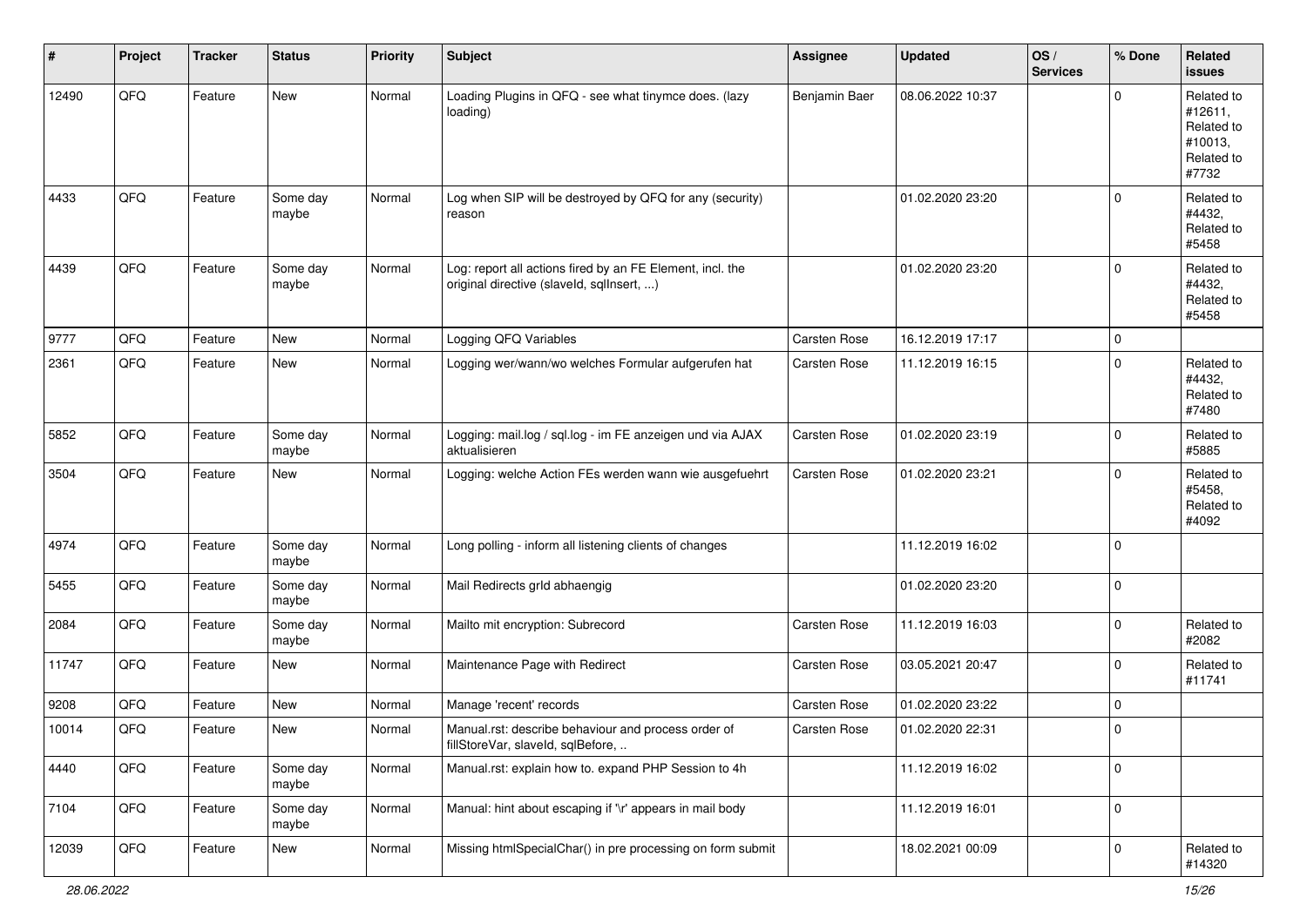| # | Project | Tracker | Status | Priority | Subject | Assignee | Updated | OS / Services | % Done | Related issues |
|---|---|---|---|---|---|---|---|---|---|---|
| 12490 | QFQ | Feature | New | Normal | Loading Plugins in QFQ - see what tinymce does. (lazy loading) | Benjamin Baer | 08.06.2022 10:37 | | 0 | Related to #12611, Related to #10013, Related to #7732 |
| 4433 | QFQ | Feature | Some day maybe | Normal | Log when SIP will be destroyed by QFQ for any (security) reason | | 01.02.2020 23:20 | | 0 | Related to #4432, Related to #5458 |
| 4439 | QFQ | Feature | Some day maybe | Normal | Log: report all actions fired by an FE Element, incl. the original directive (slaveId, sqlInsert, ...) | | 01.02.2020 23:20 | | 0 | Related to #4432, Related to #5458 |
| 9777 | QFQ | Feature | New | Normal | Logging QFQ Variables | Carsten Rose | 16.12.2019 17:17 | | 0 | |
| 2361 | QFQ | Feature | New | Normal | Logging wer/wann/wo welches Formular aufgerufen hat | Carsten Rose | 11.12.2019 16:15 | | 0 | Related to #4432, Related to #7480 |
| 5852 | QFQ | Feature | Some day maybe | Normal | Logging: mail.log / sql.log - im FE anzeigen und via AJAX aktualisieren | Carsten Rose | 01.02.2020 23:19 | | 0 | Related to #5885 |
| 3504 | QFQ | Feature | New | Normal | Logging: welche Action FEs werden wann wie ausgefuehrt | Carsten Rose | 01.02.2020 23:21 | | 0 | Related to #5458, Related to #4092 |
| 4974 | QFQ | Feature | Some day maybe | Normal | Long polling - inform all listening clients of changes | | 11.12.2019 16:02 | | 0 | |
| 5455 | QFQ | Feature | Some day maybe | Normal | Mail Redirects grId abhaengig | | 01.02.2020 23:20 | | 0 | |
| 2084 | QFQ | Feature | Some day maybe | Normal | Mailto mit encryption: Subrecord | Carsten Rose | 11.12.2019 16:03 | | 0 | Related to #2082 |
| 11747 | QFQ | Feature | New | Normal | Maintenance Page with Redirect | Carsten Rose | 03.05.2021 20:47 | | 0 | Related to #11741 |
| 9208 | QFQ | Feature | New | Normal | Manage 'recent' records | Carsten Rose | 01.02.2020 23:22 | | 0 | |
| 10014 | QFQ | Feature | New | Normal | Manual.rst: describe behaviour and process order of fillStoreVar, slaveId, sqlBefore, .. | Carsten Rose | 01.02.2020 22:31 | | 0 | |
| 4440 | QFQ | Feature | Some day maybe | Normal | Manual.rst: explain how to. expand PHP Session to 4h | | 11.12.2019 16:02 | | 0 | |
| 7104 | QFQ | Feature | Some day maybe | Normal | Manual: hint about escaping if '\r' appears in mail body | | 11.12.2019 16:01 | | 0 | |
| 12039 | QFQ | Feature | New | Normal | Missing htmlSpecialChar() in pre processing on form submit | | 18.02.2021 00:09 | | 0 | Related to #14320 |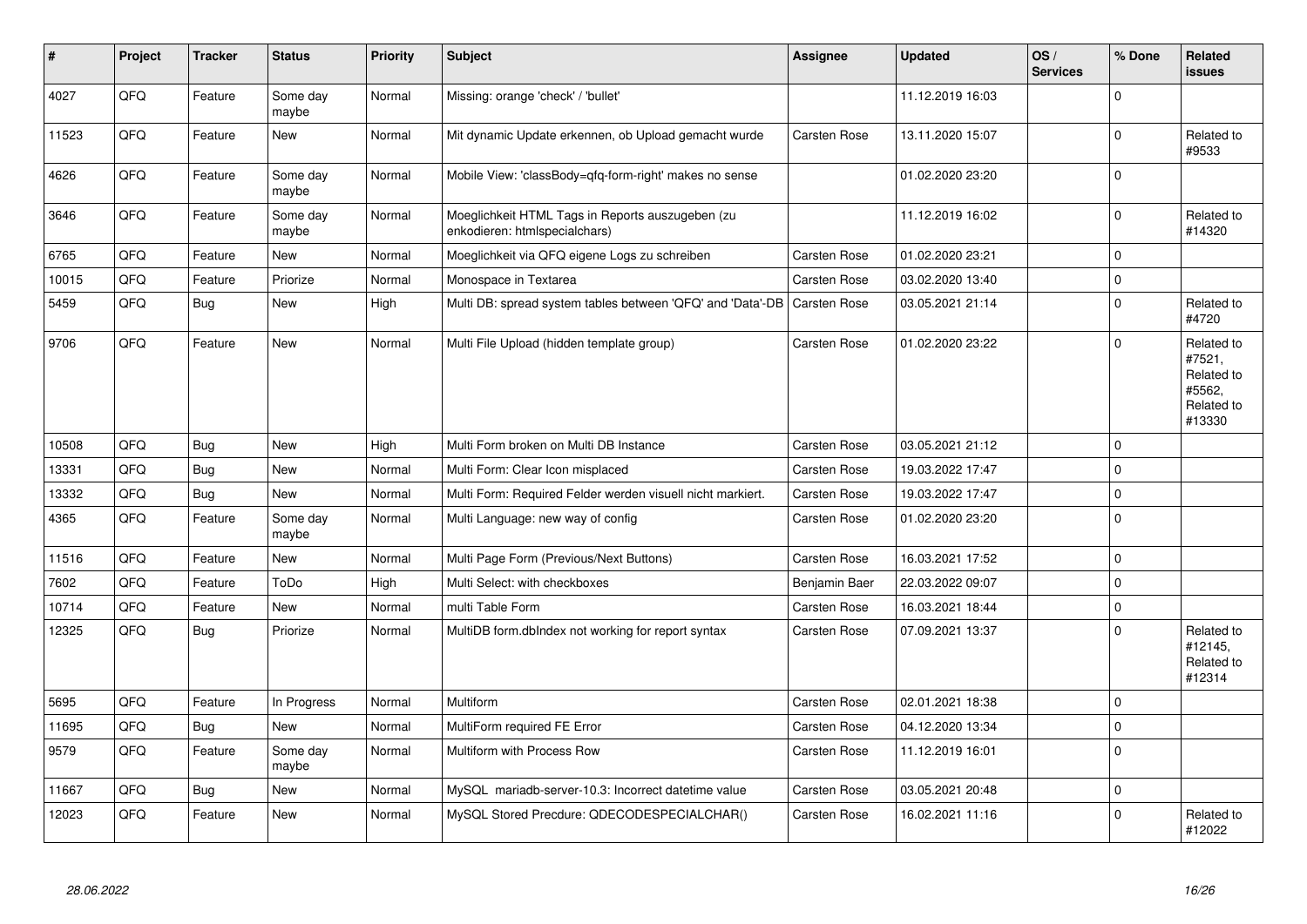| # | Project | Tracker | Status | Priority | Subject | Assignee | Updated | OS / Services | % Done | Related issues |
|---|---|---|---|---|---|---|---|---|---|---|
| 4027 | QFQ | Feature | Some day maybe | Normal | Missing: orange 'check' / 'bullet' | | 11.12.2019 16:03 | | 0 | |
| 11523 | QFQ | Feature | New | Normal | Mit dynamic Update erkennen, ob Upload gemacht wurde | Carsten Rose | 13.11.2020 15:07 | | 0 | Related to #9533 |
| 4626 | QFQ | Feature | Some day maybe | Normal | Mobile View: 'classBody=qfq-form-right' makes no sense | | 01.02.2020 23:20 | | 0 | |
| 3646 | QFQ | Feature | Some day maybe | Normal | Moeglichkeit HTML Tags in Reports auszugeben (zu enkodieren: htmlspecialchars) | | 11.12.2019 16:02 | | 0 | Related to #14320 |
| 6765 | QFQ | Feature | New | Normal | Moeglichkeit via QFQ eigene Logs zu schreiben | Carsten Rose | 01.02.2020 23:21 | | 0 | |
| 10015 | QFQ | Feature | Priorize | Normal | Monospace in Textarea | Carsten Rose | 03.02.2020 13:40 | | 0 | |
| 5459 | QFQ | Bug | New | High | Multi DB: spread system tables between 'QFQ' and 'Data'-DB | Carsten Rose | 03.05.2021 21:14 | | 0 | Related to #4720 |
| 9706 | QFQ | Feature | New | Normal | Multi File Upload (hidden template group) | Carsten Rose | 01.02.2020 23:22 | | 0 | Related to #7521, Related to #5562, Related to #13330 |
| 10508 | QFQ | Bug | New | High | Multi Form broken on Multi DB Instance | Carsten Rose | 03.05.2021 21:12 | | 0 | |
| 13331 | QFQ | Bug | New | Normal | Multi Form: Clear Icon misplaced | Carsten Rose | 19.03.2022 17:47 | | 0 | |
| 13332 | QFQ | Bug | New | Normal | Multi Form: Required Felder werden visuell nicht markiert. | Carsten Rose | 19.03.2022 17:47 | | 0 | |
| 4365 | QFQ | Feature | Some day maybe | Normal | Multi Language: new way of config | Carsten Rose | 01.02.2020 23:20 | | 0 | |
| 11516 | QFQ | Feature | New | Normal | Multi Page Form (Previous/Next Buttons) | Carsten Rose | 16.03.2021 17:52 | | 0 | |
| 7602 | QFQ | Feature | ToDo | High | Multi Select: with checkboxes | Benjamin Baer | 22.03.2022 09:07 | | 0 | |
| 10714 | QFQ | Feature | New | Normal | multi Table Form | Carsten Rose | 16.03.2021 18:44 | | 0 | |
| 12325 | QFQ | Bug | Priorize | Normal | MultiDB form.dbIndex not working for report syntax | Carsten Rose | 07.09.2021 13:37 | | 0 | Related to #12145, Related to #12314 |
| 5695 | QFQ | Feature | In Progress | Normal | Multiform | Carsten Rose | 02.01.2021 18:38 | | 0 | |
| 11695 | QFQ | Bug | New | Normal | MultiForm required FE Error | Carsten Rose | 04.12.2020 13:34 | | 0 | |
| 9579 | QFQ | Feature | Some day maybe | Normal | Multiform with Process Row | Carsten Rose | 11.12.2019 16:01 | | 0 | |
| 11667 | QFQ | Bug | New | Normal | MySQL mariadb-server-10.3: Incorrect datetime value | Carsten Rose | 03.05.2021 20:48 | | 0 | |
| 12023 | QFQ | Feature | New | Normal | MySQL Stored Precdure: QDECODESPECIALCHAR() | Carsten Rose | 16.02.2021 11:16 | | 0 | Related to #12022 |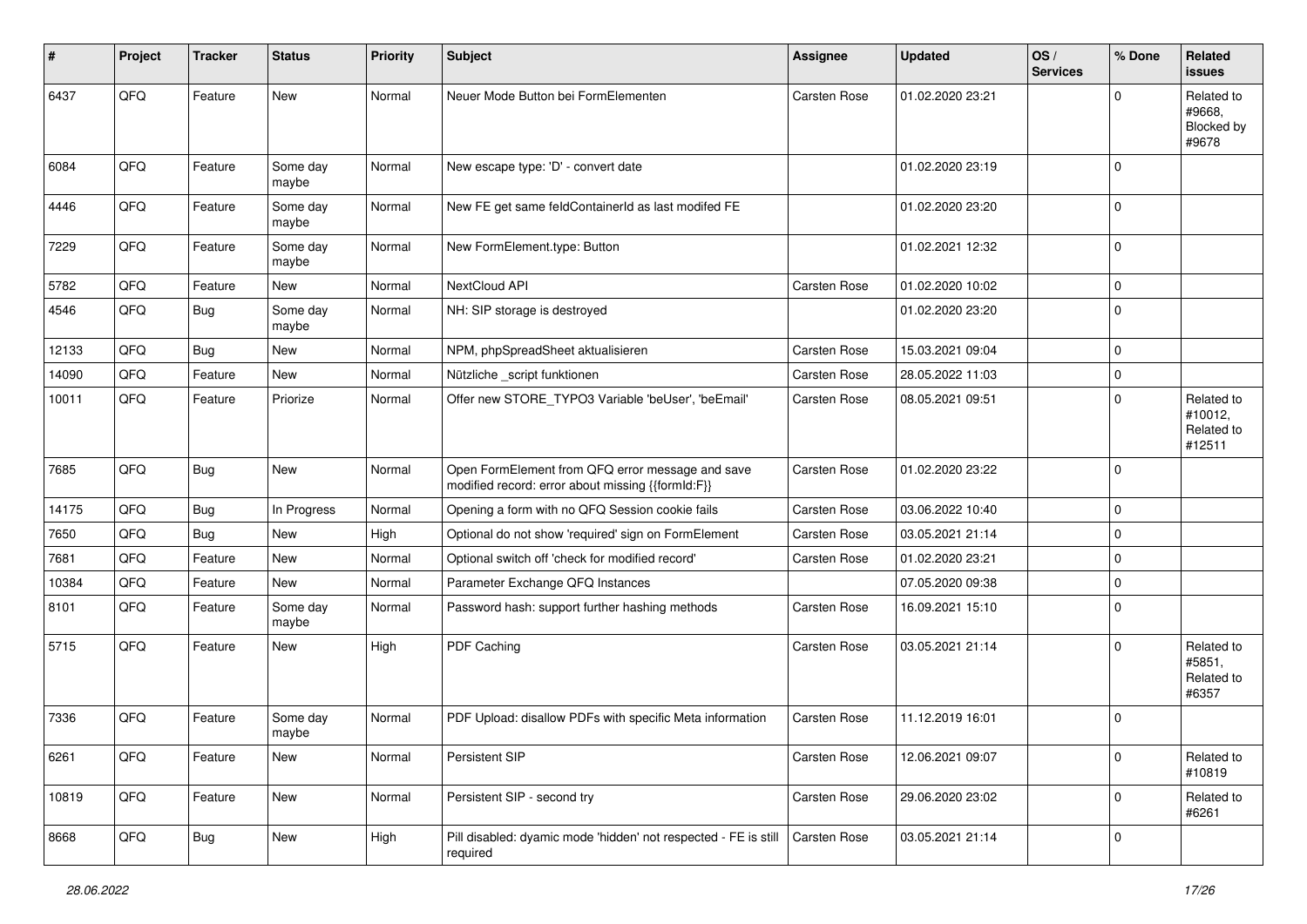| # | Project | Tracker | Status | Priority | Subject | Assignee | Updated | OS / Services | % Done | Related issues |
|---|---|---|---|---|---|---|---|---|---|---|
| 6437 | QFQ | Feature | New | Normal | Neuer Mode Button bei FormElementen | Carsten Rose | 01.02.2020 23:21 | | 0 | Related to #9668, Blocked by #9678 |
| 6084 | QFQ | Feature | Some day maybe | Normal | New escape type: 'D' - convert date | | 01.02.2020 23:19 | | 0 | |
| 4446 | QFQ | Feature | Some day maybe | Normal | New FE get same feldContainerId as last modifed FE | | 01.02.2020 23:20 | | 0 | |
| 7229 | QFQ | Feature | Some day maybe | Normal | New FormElement.type: Button | | 01.02.2021 12:32 | | 0 | |
| 5782 | QFQ | Feature | New | Normal | NextCloud API | Carsten Rose | 01.02.2020 10:02 | | 0 | |
| 4546 | QFQ | Bug | Some day maybe | Normal | NH: SIP storage is destroyed | | 01.02.2020 23:20 | | 0 | |
| 12133 | QFQ | Bug | New | Normal | NPM, phpSpreadSheet aktualisieren | Carsten Rose | 15.03.2021 09:04 | | 0 | |
| 14090 | QFQ | Feature | New | Normal | Nützliche _script funktionen | Carsten Rose | 28.05.2022 11:03 | | 0 | |
| 10011 | QFQ | Feature | Priorize | Normal | Offer new STORE_TYPO3 Variable 'beUser', 'beEmail' | Carsten Rose | 08.05.2021 09:51 | | 0 | Related to #10012, Related to #12511 |
| 7685 | QFQ | Bug | New | Normal | Open FormElement from QFQ error message and save modified record: error about missing {{formId:F}} | Carsten Rose | 01.02.2020 23:22 | | 0 | |
| 14175 | QFQ | Bug | In Progress | Normal | Opening a form with no QFQ Session cookie fails | Carsten Rose | 03.06.2022 10:40 | | 0 | |
| 7650 | QFQ | Bug | New | High | Optional do not show 'required' sign on FormElement | Carsten Rose | 03.05.2021 21:14 | | 0 | |
| 7681 | QFQ | Feature | New | Normal | Optional switch off 'check for modified record' | Carsten Rose | 01.02.2020 23:21 | | 0 | |
| 10384 | QFQ | Feature | New | Normal | Parameter Exchange QFQ Instances | | 07.05.2020 09:38 | | 0 | |
| 8101 | QFQ | Feature | Some day maybe | Normal | Password hash: support further hashing methods | Carsten Rose | 16.09.2021 15:10 | | 0 | |
| 5715 | QFQ | Feature | New | High | PDF Caching | Carsten Rose | 03.05.2021 21:14 | | 0 | Related to #5851, Related to #6357 |
| 7336 | QFQ | Feature | Some day maybe | Normal | PDF Upload: disallow PDFs with specific Meta information | Carsten Rose | 11.12.2019 16:01 | | 0 | |
| 6261 | QFQ | Feature | New | Normal | Persistent SIP | Carsten Rose | 12.06.2021 09:07 | | 0 | Related to #10819 |
| 10819 | QFQ | Feature | New | Normal | Persistent SIP - second try | Carsten Rose | 29.06.2020 23:02 | | 0 | Related to #6261 |
| 8668 | QFQ | Bug | New | High | Pill disabled: dyamic mode 'hidden' not respected - FE is still required | Carsten Rose | 03.05.2021 21:14 | | 0 | |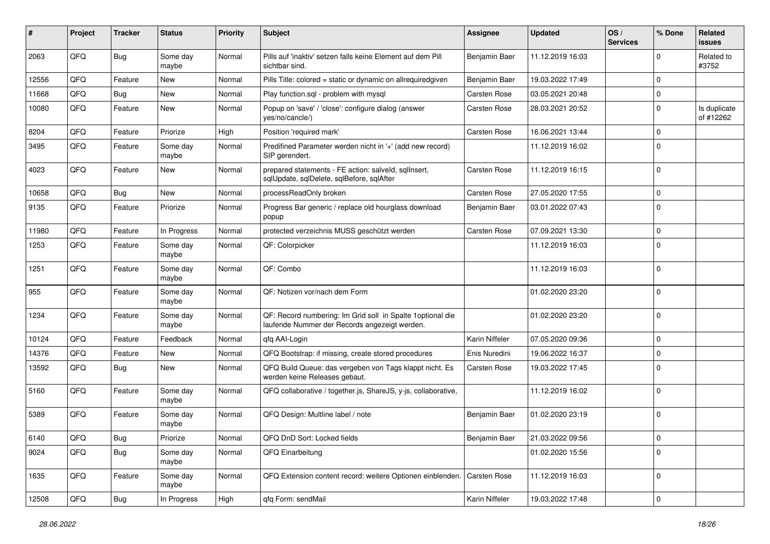| # | Project | Tracker | Status | Priority | Subject | Assignee | Updated | OS / Services | % Done | Related issues |
|---|---|---|---|---|---|---|---|---|---|---|
| 2063 | QFQ | Bug | Some day maybe | Normal | Pills auf 'inaktiv' setzen falls keine Element auf dem Pill sichtbar sind. | Benjamin Baer | 11.12.2019 16:03 | | 0 | Related to #3752 |
| 12556 | QFQ | Feature | New | Normal | Pills Title: colored = static or dynamic on allrequiredgiven | Benjamin Baer | 19.03.2022 17:49 | | 0 | |
| 11668 | QFQ | Bug | New | Normal | Play function.sql - problem with mysql | Carsten Rose | 03.05.2021 20:48 | | 0 | |
| 10080 | QFQ | Feature | New | Normal | Popup on 'save' / 'close': configure dialog (answer yes/no/cancle/) | Carsten Rose | 28.03.2021 20:52 | | 0 | Is duplicate of #12262 |
| 8204 | QFQ | Feature | Priorize | High | Position 'required mark' | Carsten Rose | 16.06.2021 13:44 | | 0 | |
| 3495 | QFQ | Feature | Some day maybe | Normal | Predifined Parameter werden nicht in '+' (add new record) SIP gerendert. | | 11.12.2019 16:02 | | 0 | |
| 4023 | QFQ | Feature | New | Normal | prepared statements - FE action: salveld, sqlInsert, sqlUpdate, sqlDelete, sqlBefore, sqlAfter | Carsten Rose | 11.12.2019 16:15 | | 0 | |
| 10658 | QFQ | Bug | New | Normal | processReadOnly broken | Carsten Rose | 27.05.2020 17:55 | | 0 | |
| 9135 | QFQ | Feature | Priorize | Normal | Progress Bar generic / replace old hourglass download popup | Benjamin Baer | 03.01.2022 07:43 | | 0 | |
| 11980 | QFQ | Feature | In Progress | Normal | protected verzeichnis MUSS geschützt werden | Carsten Rose | 07.09.2021 13:30 | | 0 | |
| 1253 | QFQ | Feature | Some day maybe | Normal | QF: Colorpicker | | 11.12.2019 16:03 | | 0 | |
| 1251 | QFQ | Feature | Some day maybe | Normal | QF: Combo | | 11.12.2019 16:03 | | 0 | |
| 955 | QFQ | Feature | Some day maybe | Normal | QF: Notizen vor/nach dem Form | | 01.02.2020 23:20 | | 0 | |
| 1234 | QFQ | Feature | Some day maybe | Normal | QF: Record numbering: Im Grid soll in Spalte 1optional die laufende Nummer der Records angezeigt werden. | | 01.02.2020 23:20 | | 0 | |
| 10124 | QFQ | Feature | Feedback | Normal | qfq AAI-Login | Karin Niffeler | 07.05.2020 09:36 | | 0 | |
| 14376 | QFQ | Feature | New | Normal | QFQ Bootstrap: if missing, create stored procedures | Enis Nuredini | 19.06.2022 16:37 | | 0 | |
| 13592 | QFQ | Bug | New | Normal | QFQ Build Queue: das vergeben von Tags klappt nicht. Es werden keine Releases gebaut. | Carsten Rose | 19.03.2022 17:45 | | 0 | |
| 5160 | QFQ | Feature | Some day maybe | Normal | QFQ collaborative / together.js, ShareJS, y-js, collaborative, | | 11.12.2019 16:02 | | 0 | |
| 5389 | QFQ | Feature | Some day maybe | Normal | QFQ Design: Multline label / note | Benjamin Baer | 01.02.2020 23:19 | | 0 | |
| 6140 | QFQ | Bug | Priorize | Normal | QFQ DnD Sort: Locked fields | Benjamin Baer | 21.03.2022 09:56 | | 0 | |
| 9024 | QFQ | Bug | Some day maybe | Normal | QFQ Einarbeitung | | 01.02.2020 15:56 | | 0 | |
| 1635 | QFQ | Feature | Some day maybe | Normal | QFQ Extension content record: weitere Optionen einblenden. | Carsten Rose | 11.12.2019 16:03 | | 0 | |
| 12508 | QFQ | Bug | In Progress | High | qfq Form: sendMail | Karin Niffeler | 19.03.2022 17:48 | | 0 | |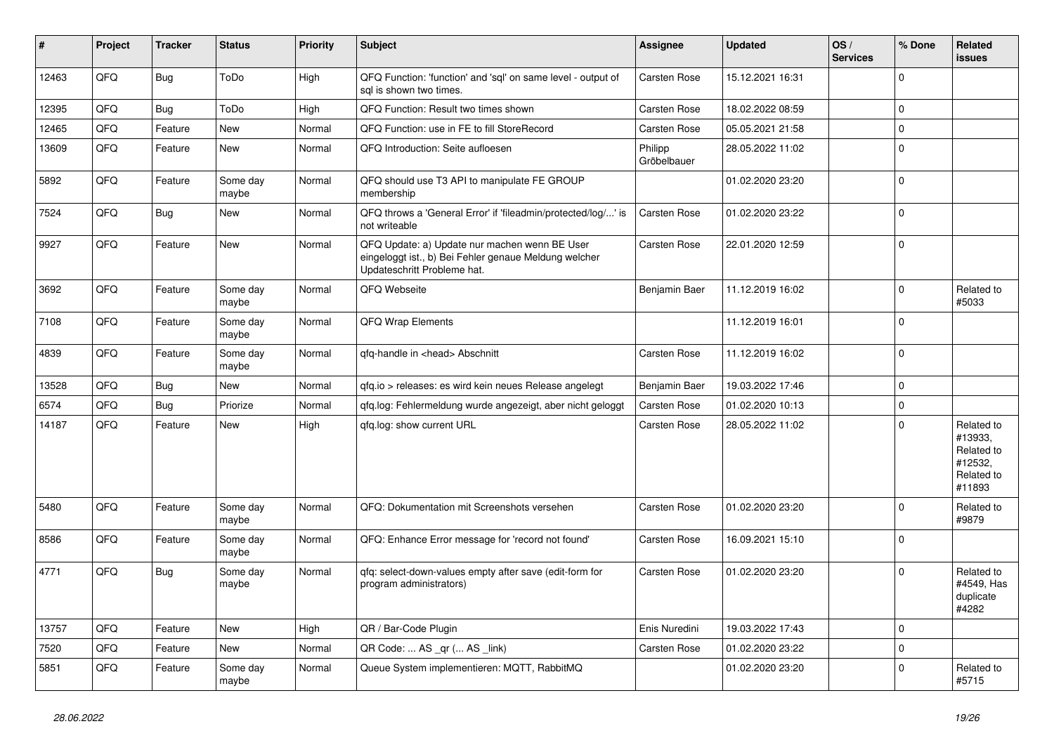| # | Project | Tracker | Status | Priority | Subject | Assignee | Updated | OS / Services | % Done | Related issues |
|---|---|---|---|---|---|---|---|---|---|---|
| 12463 | QFQ | Bug | ToDo | High | QFQ Function: 'function' and 'sql' on same level - output of sql is shown two times. | Carsten Rose | 15.12.2021 16:31 | | 0 | |
| 12395 | QFQ | Bug | ToDo | High | QFQ Function: Result two times shown | Carsten Rose | 18.02.2022 08:59 | | 0 | |
| 12465 | QFQ | Feature | New | Normal | QFQ Function: use in FE to fill StoreRecord | Carsten Rose | 05.05.2021 21:58 | | 0 | |
| 13609 | QFQ | Feature | New | Normal | QFQ Introduction: Seite aufloesen | Philipp Gröbelbauer | 28.05.2022 11:02 | | 0 | |
| 5892 | QFQ | Feature | Some day maybe | Normal | QFQ should use T3 API to manipulate FE GROUP membership | | 01.02.2020 23:20 | | 0 | |
| 7524 | QFQ | Bug | New | Normal | QFQ throws a 'General Error' if 'fileadmin/protected/log/...' is not writeable | Carsten Rose | 01.02.2020 23:22 | | 0 | |
| 9927 | QFQ | Feature | New | Normal | QFQ Update: a) Update nur machen wenn BE User eingeloggt ist., b) Bei Fehler genaue Meldung welcher Updateschritt Probleme hat. | Carsten Rose | 22.01.2020 12:59 | | 0 | |
| 3692 | QFQ | Feature | Some day maybe | Normal | QFQ Webseite | Benjamin Baer | 11.12.2019 16:02 | | 0 | Related to #5033 |
| 7108 | QFQ | Feature | Some day maybe | Normal | QFQ Wrap Elements | | 11.12.2019 16:01 | | 0 | |
| 4839 | QFQ | Feature | Some day maybe | Normal | qfq-handle in <head> Abschnitt | Carsten Rose | 11.12.2019 16:02 | | 0 | |
| 13528 | QFQ | Bug | New | Normal | qfq.io > releases: es wird kein neues Release angelegt | Benjamin Baer | 19.03.2022 17:46 | | 0 | |
| 6574 | QFQ | Bug | Priorize | Normal | qfq.log: Fehlermeldung wurde angezeigt, aber nicht geloggt | Carsten Rose | 01.02.2020 10:13 | | 0 | |
| 14187 | QFQ | Feature | New | High | qfq.log: show current URL | Carsten Rose | 28.05.2022 11:02 | | 0 | Related to #13933, Related to #12532, Related to #11893 |
| 5480 | QFQ | Feature | Some day maybe | Normal | QFQ: Dokumentation mit Screenshots versehen | Carsten Rose | 01.02.2020 23:20 | | 0 | Related to #9879 |
| 8586 | QFQ | Feature | Some day maybe | Normal | QFQ: Enhance Error message for 'record not found' | Carsten Rose | 16.09.2021 15:10 | | 0 | |
| 4771 | QFQ | Bug | Some day maybe | Normal | qfq: select-down-values empty after save (edit-form for program administrators) | Carsten Rose | 01.02.2020 23:20 | | 0 | Related to #4549, Has duplicate #4282 |
| 13757 | QFQ | Feature | New | High | QR / Bar-Code Plugin | Enis Nuredini | 19.03.2022 17:43 | | 0 | |
| 7520 | QFQ | Feature | New | Normal | QR Code: ... AS _qr (... AS _link) | Carsten Rose | 01.02.2020 23:22 | | 0 | |
| 5851 | QFQ | Feature | Some day maybe | Normal | Queue System implementieren: MQTT, RabbitMQ | | 01.02.2020 23:20 | | 0 | Related to #5715 |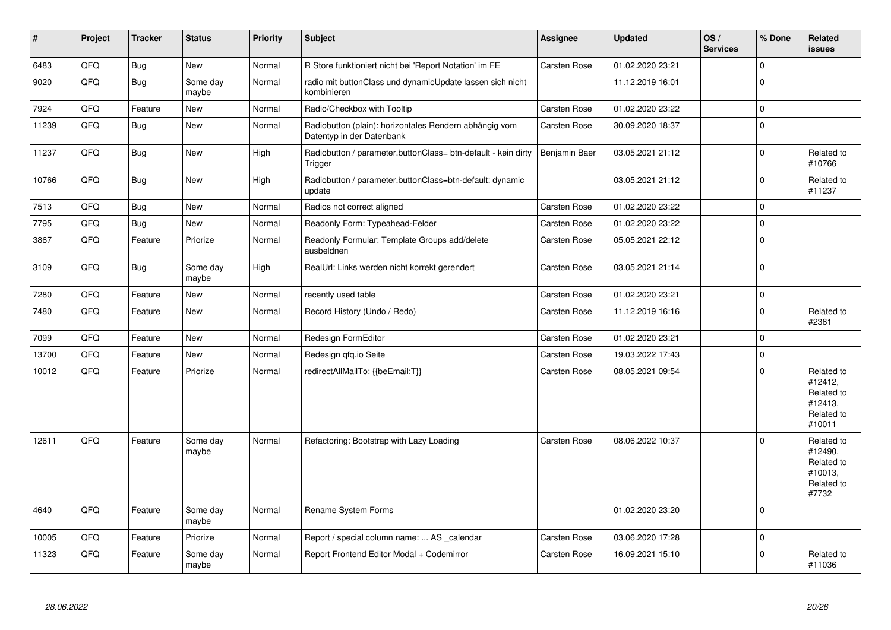| # | Project | Tracker | Status | Priority | Subject | Assignee | Updated | OS / Services | % Done | Related issues |
|---|---|---|---|---|---|---|---|---|---|---|
| 6483 | QFQ | Bug | New | Normal | R Store funktioniert nicht bei 'Report Notation' im FE | Carsten Rose | 01.02.2020 23:21 | | 0 | |
| 9020 | QFQ | Bug | Some day maybe | Normal | radio mit buttonClass und dynamicUpdate lassen sich nicht kombinieren | | 11.12.2019 16:01 | | 0 | |
| 7924 | QFQ | Feature | New | Normal | Radio/Checkbox with Tooltip | Carsten Rose | 01.02.2020 23:22 | | 0 | |
| 11239 | QFQ | Bug | New | Normal | Radiobutton (plain): horizontales Rendern abhängig vom Datentyp in der Datenbank | Carsten Rose | 30.09.2020 18:37 | | 0 | |
| 11237 | QFQ | Bug | New | High | Radiobutton / parameter.buttonClass= btn-default - kein dirty Trigger | Benjamin Baer | 03.05.2021 21:12 | | 0 | Related to #10766 |
| 10766 | QFQ | Bug | New | High | Radiobutton / parameter.buttonClass=btn-default: dynamic update | | 03.05.2021 21:12 | | 0 | Related to #11237 |
| 7513 | QFQ | Bug | New | Normal | Radios not correct aligned | Carsten Rose | 01.02.2020 23:22 | | 0 | |
| 7795 | QFQ | Bug | New | Normal | Readonly Form: Typeahead-Felder | Carsten Rose | 01.02.2020 23:22 | | 0 | |
| 3867 | QFQ | Feature | Priorize | Normal | Readonly Formular: Template Groups add/delete ausbeldnen | Carsten Rose | 05.05.2021 22:12 | | 0 | |
| 3109 | QFQ | Bug | Some day maybe | High | RealUrl: Links werden nicht korrekt gerendert | Carsten Rose | 03.05.2021 21:14 | | 0 | |
| 7280 | QFQ | Feature | New | Normal | recently used table | Carsten Rose | 01.02.2020 23:21 | | 0 | |
| 7480 | QFQ | Feature | New | Normal | Record History (Undo / Redo) | Carsten Rose | 11.12.2019 16:16 | | 0 | Related to #2361 |
| 7099 | QFQ | Feature | New | Normal | Redesign FormEditor | Carsten Rose | 01.02.2020 23:21 | | 0 | |
| 13700 | QFQ | Feature | New | Normal | Redesign qfq.io Seite | Carsten Rose | 19.03.2022 17:43 | | 0 | |
| 10012 | QFQ | Feature | Priorize | Normal | redirectAllMailTo: {{beEmail:T}} | Carsten Rose | 08.05.2021 09:54 | | 0 | Related to #12412, Related to #12413, Related to #10011 |
| 12611 | QFQ | Feature | Some day maybe | Normal | Refactoring: Bootstrap with Lazy Loading | Carsten Rose | 08.06.2022 10:37 | | 0 | Related to #12490, Related to #10013, Related to #7732 |
| 4640 | QFQ | Feature | Some day maybe | Normal | Rename System Forms | | 01.02.2020 23:20 | | 0 | |
| 10005 | QFQ | Feature | Priorize | Normal | Report / special column name: ... AS _calendar | Carsten Rose | 03.06.2020 17:28 | | 0 | |
| 11323 | QFQ | Feature | Some day maybe | Normal | Report Frontend Editor Modal + Codemirror | Carsten Rose | 16.09.2021 15:10 | | 0 | Related to #11036 |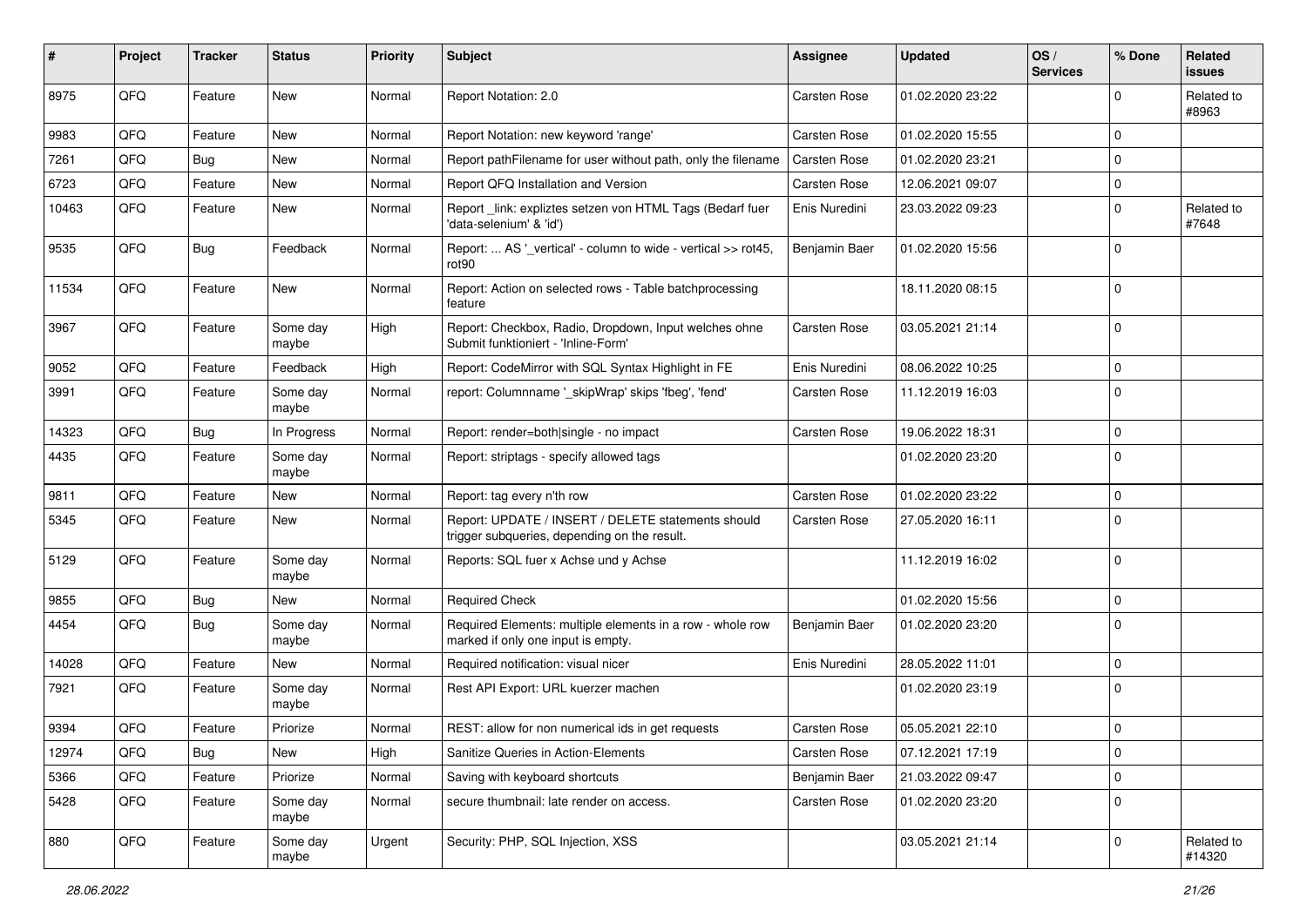| # | Project | Tracker | Status | Priority | Subject | Assignee | Updated | OS / Services | % Done | Related issues |
|---|---|---|---|---|---|---|---|---|---|---|
| 8975 | QFQ | Feature | New | Normal | Report Notation: 2.0 | Carsten Rose | 01.02.2020 23:22 | | 0 | Related to #8963 |
| 9983 | QFQ | Feature | New | Normal | Report Notation: new keyword 'range' | Carsten Rose | 01.02.2020 15:55 | | 0 | |
| 7261 | QFQ | Bug | New | Normal | Report pathFilename for user without path, only the filename | Carsten Rose | 01.02.2020 23:21 | | 0 | |
| 6723 | QFQ | Feature | New | Normal | Report QFQ Installation and Version | Carsten Rose | 12.06.2021 09:07 | | 0 | |
| 10463 | QFQ | Feature | New | Normal | Report _link: expliztes setzen von HTML Tags (Bedarf fuer 'data-selenium' & 'id') | Enis Nuredini | 23.03.2022 09:23 | | 0 | Related to #7648 |
| 9535 | QFQ | Bug | Feedback | Normal | Report: ... AS '_vertical' - column to wide - vertical >> rot45, rot90 | Benjamin Baer | 01.02.2020 15:56 | | 0 | |
| 11534 | QFQ | Feature | New | Normal | Report: Action on selected rows - Table batchprocessing feature | | 18.11.2020 08:15 | | 0 | |
| 3967 | QFQ | Feature | Some day maybe | High | Report: Checkbox, Radio, Dropdown, Input welches ohne Submit funktioniert - 'Inline-Form' | Carsten Rose | 03.05.2021 21:14 | | 0 | |
| 9052 | QFQ | Feature | Feedback | High | Report: CodeMirror with SQL Syntax Highlight in FE | Enis Nuredini | 08.06.2022 10:25 | | 0 | |
| 3991 | QFQ | Feature | Some day maybe | Normal | report: Columnname '_skipWrap' skips 'fbeg', 'fend' | Carsten Rose | 11.12.2019 16:03 | | 0 | |
| 14323 | QFQ | Bug | In Progress | Normal | Report: render=both|single - no impact | Carsten Rose | 19.06.2022 18:31 | | 0 | |
| 4435 | QFQ | Feature | Some day maybe | Normal | Report: striptags - specify allowed tags | | 01.02.2020 23:20 | | 0 | |
| 9811 | QFQ | Feature | New | Normal | Report: tag every n'th row | Carsten Rose | 01.02.2020 23:22 | | 0 | |
| 5345 | QFQ | Feature | New | Normal | Report: UPDATE / INSERT / DELETE statements should trigger subqueries, depending on the result. | Carsten Rose | 27.05.2020 16:11 | | 0 | |
| 5129 | QFQ | Feature | Some day maybe | Normal | Reports: SQL fuer x Achse und y Achse | | 11.12.2019 16:02 | | 0 | |
| 9855 | QFQ | Bug | New | Normal | Required Check | | 01.02.2020 15:56 | | 0 | |
| 4454 | QFQ | Bug | Some day maybe | Normal | Required Elements: multiple elements in a row - whole row marked if only one input is empty. | Benjamin Baer | 01.02.2020 23:20 | | 0 | |
| 14028 | QFQ | Feature | New | Normal | Required notification: visual nicer | Enis Nuredini | 28.05.2022 11:01 | | 0 | |
| 7921 | QFQ | Feature | Some day maybe | Normal | Rest API Export: URL kuerzer machen | | 01.02.2020 23:19 | | 0 | |
| 9394 | QFQ | Feature | Priorize | Normal | REST: allow for non numerical ids in get requests | Carsten Rose | 05.05.2021 22:10 | | 0 | |
| 12974 | QFQ | Bug | New | High | Sanitize Queries in Action-Elements | Carsten Rose | 07.12.2021 17:19 | | 0 | |
| 5366 | QFQ | Feature | Priorize | Normal | Saving with keyboard shortcuts | Benjamin Baer | 21.03.2022 09:47 | | 0 | |
| 5428 | QFQ | Feature | Some day maybe | Normal | secure thumbnail: late render on access. | Carsten Rose | 01.02.2020 23:20 | | 0 | |
| 880 | QFQ | Feature | Some day maybe | Urgent | Security: PHP, SQL Injection, XSS | | 03.05.2021 21:14 | | 0 | Related to #14320 |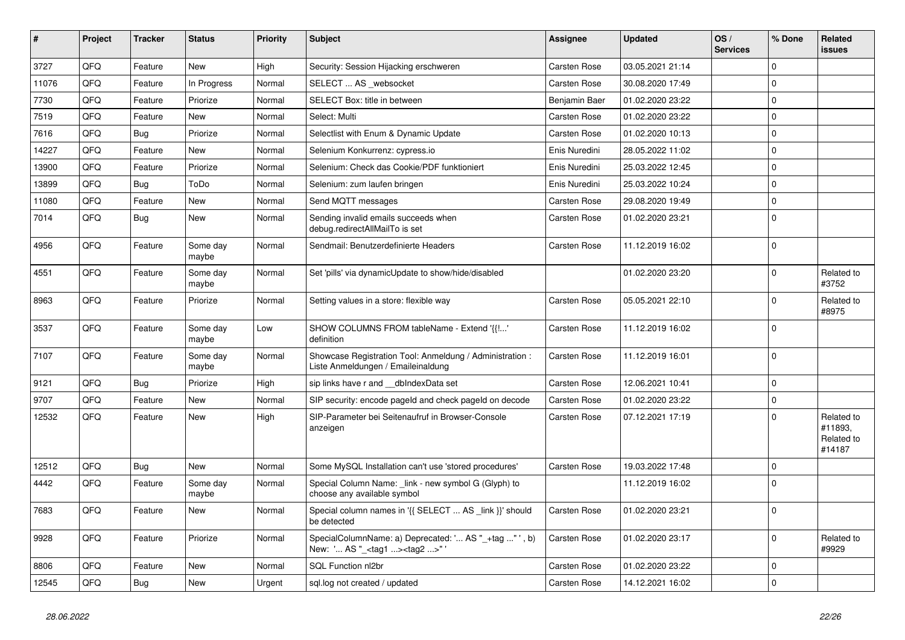| # | Project | Tracker | Status | Priority | Subject | Assignee | Updated | OS / Services | % Done | Related issues |
|---|---|---|---|---|---|---|---|---|---|---|
| 3727 | QFQ | Feature | New | High | Security: Session Hijacking erschweren | Carsten Rose | 03.05.2021 21:14 | | 0 | |
| 11076 | QFQ | Feature | In Progress | Normal | SELECT ... AS _websocket | Carsten Rose | 30.08.2020 17:49 | | 0 | |
| 7730 | QFQ | Feature | Priorize | Normal | SELECT Box: title in between | Benjamin Baer | 01.02.2020 23:22 | | 0 | |
| 7519 | QFQ | Feature | New | Normal | Select: Multi | Carsten Rose | 01.02.2020 23:22 | | 0 | |
| 7616 | QFQ | Bug | Priorize | Normal | Selectlist with Enum & Dynamic Update | Carsten Rose | 01.02.2020 10:13 | | 0 | |
| 14227 | QFQ | Feature | New | Normal | Selenium Konkurrenz: cypress.io | Enis Nuredini | 28.05.2022 11:02 | | 0 | |
| 13900 | QFQ | Feature | Priorize | Normal | Selenium: Check das Cookie/PDF funktioniert | Enis Nuredini | 25.03.2022 12:45 | | 0 | |
| 13899 | QFQ | Bug | ToDo | Normal | Selenium: zum laufen bringen | Enis Nuredini | 25.03.2022 10:24 | | 0 | |
| 11080 | QFQ | Feature | New | Normal | Send MQTT messages | Carsten Rose | 29.08.2020 19:49 | | 0 | |
| 7014 | QFQ | Bug | New | Normal | Sending invalid emails succeeds when debug.redirectAllMailTo is set | Carsten Rose | 01.02.2020 23:21 | | 0 | |
| 4956 | QFQ | Feature | Some day maybe | Normal | Sendmail: Benutzerdefinierte Headers | Carsten Rose | 11.12.2019 16:02 | | 0 | |
| 4551 | QFQ | Feature | Some day maybe | Normal | Set 'pills' via dynamicUpdate to show/hide/disabled | | 01.02.2020 23:20 | | 0 | Related to #3752 |
| 8963 | QFQ | Feature | Priorize | Normal | Setting values in a store: flexible way | Carsten Rose | 05.05.2021 22:10 | | 0 | Related to #8975 |
| 3537 | QFQ | Feature | Some day maybe | Low | SHOW COLUMNS FROM tableName - Extend '{{!...' definition | Carsten Rose | 11.12.2019 16:02 | | 0 | |
| 7107 | QFQ | Feature | Some day maybe | Normal | Showcase Registration Tool: Anmeldung / Administration : Liste Anmeldungen / Emaileinaldung | Carsten Rose | 11.12.2019 16:01 | | 0 | |
| 9121 | QFQ | Bug | Priorize | High | sip links have r and __dbIndexData set | Carsten Rose | 12.06.2021 10:41 | | 0 | |
| 9707 | QFQ | Feature | New | Normal | SIP security: encode pageId and check pageId on decode | Carsten Rose | 01.02.2020 23:22 | | 0 | |
| 12532 | QFQ | Feature | New | High | SIP-Parameter bei Seitenaufruf in Browser-Console anzeigen | Carsten Rose | 07.12.2021 17:19 | | 0 | Related to #11893, Related to #14187 |
| 12512 | QFQ | Bug | New | Normal | Some MySQL Installation can't use 'stored procedures' | Carsten Rose | 19.03.2022 17:48 | | 0 | |
| 4442 | QFQ | Feature | Some day maybe | Normal | Special Column Name: _link - new symbol G (Glyph) to choose any available symbol | | 11.12.2019 16:02 | | 0 | |
| 7683 | QFQ | Feature | New | Normal | Special column names in '{{ SELECT ... AS _link }}' should be detected | Carsten Rose | 01.02.2020 23:21 | | 0 | |
| 9928 | QFQ | Feature | Priorize | Normal | SpecialColumnName: a) Deprecated: '... AS "_+tag " ', b) New: '... AS "_<tag1 ...><tag2 ...>" ' | Carsten Rose | 01.02.2020 23:17 | | 0 | Related to #9929 |
| 8806 | QFQ | Feature | New | Normal | SQL Function nl2br | Carsten Rose | 01.02.2020 23:22 | | 0 | |
| 12545 | QFQ | Bug | New | Urgent | sql.log not created / updated | Carsten Rose | 14.12.2021 16:02 | | 0 | |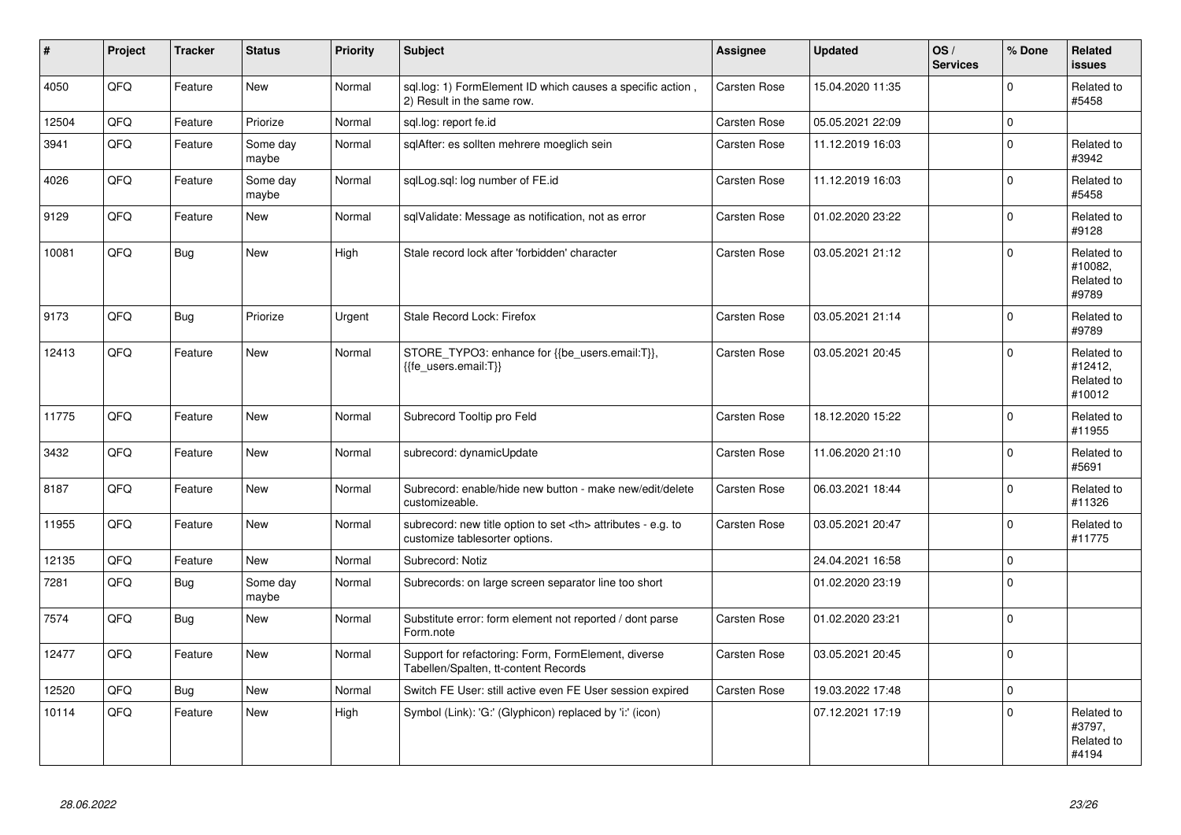| # | Project | Tracker | Status | Priority | Subject | Assignee | Updated | OS / Services | % Done | Related issues |
|---|---|---|---|---|---|---|---|---|---|---|
| 4050 | QFQ | Feature | New | Normal | sql.log: 1) FormElement ID which causes a specific action , 2) Result in the same row. | Carsten Rose | 15.04.2020 11:35 | | 0 | Related to #5458 |
| 12504 | QFQ | Feature | Priorize | Normal | sql.log: report fe.id | Carsten Rose | 05.05.2021 22:09 | | 0 | |
| 3941 | QFQ | Feature | Some day maybe | Normal | sqlAfter: es sollten mehrere moeglich sein | Carsten Rose | 11.12.2019 16:03 | | 0 | Related to #3942 |
| 4026 | QFQ | Feature | Some day maybe | Normal | sqlLog.sql: log number of FE.id | Carsten Rose | 11.12.2019 16:03 | | 0 | Related to #5458 |
| 9129 | QFQ | Feature | New | Normal | sqlValidate: Message as notification, not as error | Carsten Rose | 01.02.2020 23:22 | | 0 | Related to #9128 |
| 10081 | QFQ | Bug | New | High | Stale record lock after 'forbidden' character | Carsten Rose | 03.05.2021 21:12 | | 0 | Related to #10082, Related to #9789 |
| 9173 | QFQ | Bug | Priorize | Urgent | Stale Record Lock: Firefox | Carsten Rose | 03.05.2021 21:14 | | 0 | Related to #9789 |
| 12413 | QFQ | Feature | New | Normal | STORE_TYPO3: enhance for {{be_users.email:T}}, {{fe_users.email:T}} | Carsten Rose | 03.05.2021 20:45 | | 0 | Related to #12412, Related to #10012 |
| 11775 | QFQ | Feature | New | Normal | Subrecord Tooltip pro Feld | Carsten Rose | 18.12.2020 15:22 | | 0 | Related to #11955 |
| 3432 | QFQ | Feature | New | Normal | subrecord: dynamicUpdate | Carsten Rose | 11.06.2020 21:10 | | 0 | Related to #5691 |
| 8187 | QFQ | Feature | New | Normal | Subrecord: enable/hide new button - make new/edit/delete customizeable. | Carsten Rose | 06.03.2021 18:44 | | 0 | Related to #11326 |
| 11955 | QFQ | Feature | New | Normal | subrecord: new title option to set <th> attributes - e.g. to customize tablesorter options. | Carsten Rose | 03.05.2021 20:47 | | 0 | Related to #11775 |
| 12135 | QFQ | Feature | New | Normal | Subrecord: Notiz | | 24.04.2021 16:58 | | 0 | |
| 7281 | QFQ | Bug | Some day maybe | Normal | Subrecords: on large screen separator line too short | | 01.02.2020 23:19 | | 0 | |
| 7574 | QFQ | Bug | New | Normal | Substitute error: form element not reported / dont parse Form.note | Carsten Rose | 01.02.2020 23:21 | | 0 | |
| 12477 | QFQ | Feature | New | Normal | Support for refactoring: Form, FormElement, diverse Tabellen/Spalten, tt-content Records | Carsten Rose | 03.05.2021 20:45 | | 0 | |
| 12520 | QFQ | Bug | New | Normal | Switch FE User: still active even FE User session expired | Carsten Rose | 19.03.2022 17:48 | | 0 | |
| 10114 | QFQ | Feature | New | High | Symbol (Link): 'G:' (Glyphicon) replaced by 'i:' (icon) | | 07.12.2021 17:19 | | 0 | Related to #3797, Related to #4194 |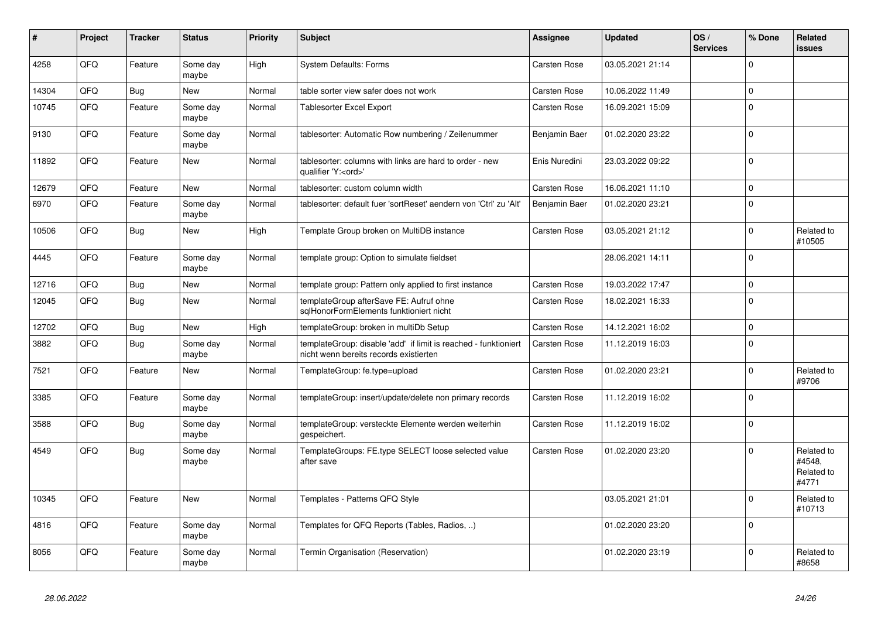| # | Project | Tracker | Status | Priority | Subject | Assignee | Updated | OS / Services | % Done | Related issues |
|---|---|---|---|---|---|---|---|---|---|---|
| 4258 | QFQ | Feature | Some day maybe | High | System Defaults: Forms | Carsten Rose | 03.05.2021 21:14 | | 0 | |
| 14304 | QFQ | Bug | New | Normal | table sorter view safer does not work | Carsten Rose | 10.06.2022 11:49 | | 0 | |
| 10745 | QFQ | Feature | Some day maybe | Normal | Tablesorter Excel Export | Carsten Rose | 16.09.2021 15:09 | | 0 | |
| 9130 | QFQ | Feature | Some day maybe | Normal | tablesorter: Automatic Row numbering / Zeilenummer | Benjamin Baer | 01.02.2020 23:22 | | 0 | |
| 11892 | QFQ | Feature | New | Normal | tablesorter: columns with links are hard to order - new qualifier 'Y:<ord>' | Enis Nuredini | 23.03.2022 09:22 | | 0 | |
| 12679 | QFQ | Feature | New | Normal | tablesorter: custom column width | Carsten Rose | 16.06.2021 11:10 | | 0 | |
| 6970 | QFQ | Feature | Some day maybe | Normal | tablesorter: default fuer 'sortReset' aendern von 'Ctrl' zu 'Alt' | Benjamin Baer | 01.02.2020 23:21 | | 0 | |
| 10506 | QFQ | Bug | New | High | Template Group broken on MultiDB instance | Carsten Rose | 03.05.2021 21:12 | | 0 | Related to #10505 |
| 4445 | QFQ | Feature | Some day maybe | Normal | template group: Option to simulate fieldset | | 28.06.2021 14:11 | | 0 | |
| 12716 | QFQ | Bug | New | Normal | template group: Pattern only applied to first instance | Carsten Rose | 19.03.2022 17:47 | | 0 | |
| 12045 | QFQ | Bug | New | Normal | templateGroup afterSave FE: Aufruf ohne sqlHonorFormElements funktioniert nicht | Carsten Rose | 18.02.2021 16:33 | | 0 | |
| 12702 | QFQ | Bug | New | High | templateGroup: broken in multiDb Setup | Carsten Rose | 14.12.2021 16:02 | | 0 | |
| 3882 | QFQ | Bug | Some day maybe | Normal | templateGroup: disable 'add' if limit is reached - funktioniert nicht wenn bereits records existierten | Carsten Rose | 11.12.2019 16:03 | | 0 | |
| 7521 | QFQ | Feature | New | Normal | TemplateGroup: fe.type=upload | Carsten Rose | 01.02.2020 23:21 | | 0 | Related to #9706 |
| 3385 | QFQ | Feature | Some day maybe | Normal | templateGroup: insert/update/delete non primary records | Carsten Rose | 11.12.2019 16:02 | | 0 | |
| 3588 | QFQ | Bug | Some day maybe | Normal | templateGroup: versteckte Elemente werden weiterhin gespeichert. | Carsten Rose | 11.12.2019 16:02 | | 0 | |
| 4549 | QFQ | Bug | Some day maybe | Normal | TemplateGroups: FE.type SELECT loose selected value after save | Carsten Rose | 01.02.2020 23:20 | | 0 | Related to #4548, Related to #4771 |
| 10345 | QFQ | Feature | New | Normal | Templates - Patterns QFQ Style | | 03.05.2021 21:01 | | 0 | Related to #10713 |
| 4816 | QFQ | Feature | Some day maybe | Normal | Templates for QFQ Reports (Tables, Radios, ..) | | 01.02.2020 23:20 | | 0 | |
| 8056 | QFQ | Feature | Some day maybe | Normal | Termin Organisation (Reservation) | | 01.02.2020 23:19 | | 0 | Related to #8658 |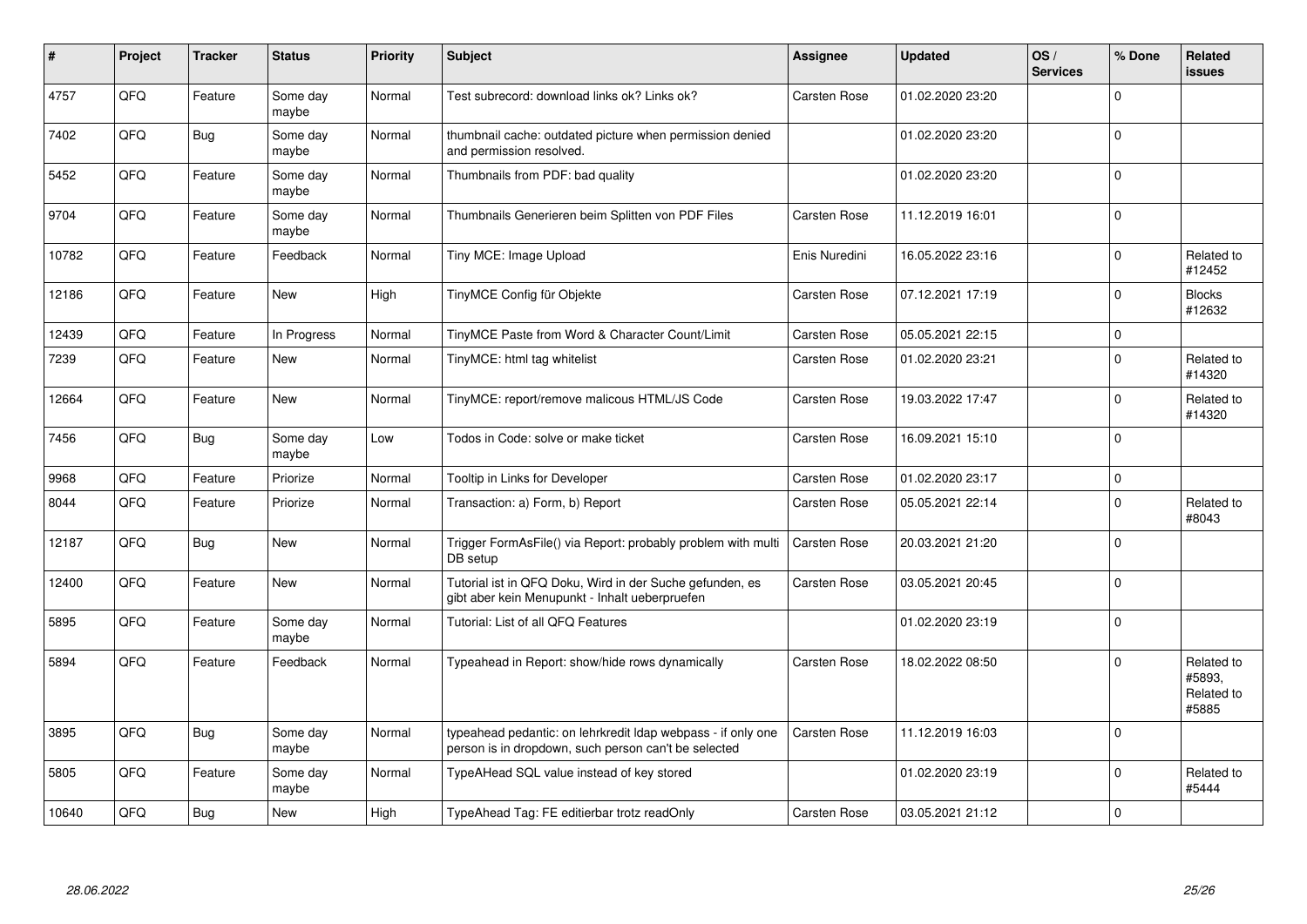| # | Project | Tracker | Status | Priority | Subject | Assignee | Updated | OS / Services | % Done | Related issues |
|---|---|---|---|---|---|---|---|---|---|---|
| 4757 | QFQ | Feature | Some day maybe | Normal | Test subrecord: download links ok? Links ok? | Carsten Rose | 01.02.2020 23:20 | | 0 | |
| 7402 | QFQ | Bug | Some day maybe | Normal | thumbnail cache: outdated picture when permission denied and permission resolved. | | 01.02.2020 23:20 | | 0 | |
| 5452 | QFQ | Feature | Some day maybe | Normal | Thumbnails from PDF: bad quality | | 01.02.2020 23:20 | | 0 | |
| 9704 | QFQ | Feature | Some day maybe | Normal | Thumbnails Generieren beim Splitten von PDF Files | Carsten Rose | 11.12.2019 16:01 | | 0 | |
| 10782 | QFQ | Feature | Feedback | Normal | Tiny MCE: Image Upload | Enis Nuredini | 16.05.2022 23:16 | | 0 | Related to #12452 |
| 12186 | QFQ | Feature | New | High | TinyMCE Config für Objekte | Carsten Rose | 07.12.2021 17:19 | | 0 | Blocks #12632 |
| 12439 | QFQ | Feature | In Progress | Normal | TinyMCE Paste from Word & Character Count/Limit | Carsten Rose | 05.05.2021 22:15 | | 0 | |
| 7239 | QFQ | Feature | New | Normal | TinyMCE: html tag whitelist | Carsten Rose | 01.02.2020 23:21 | | 0 | Related to #14320 |
| 12664 | QFQ | Feature | New | Normal | TinyMCE: report/remove malicous HTML/JS Code | Carsten Rose | 19.03.2022 17:47 | | 0 | Related to #14320 |
| 7456 | QFQ | Bug | Some day maybe | Low | Todos in Code: solve or make ticket | Carsten Rose | 16.09.2021 15:10 | | 0 | |
| 9968 | QFQ | Feature | Priorize | Normal | Tooltip in Links for Developer | Carsten Rose | 01.02.2020 23:17 | | 0 | |
| 8044 | QFQ | Feature | Priorize | Normal | Transaction: a) Form, b) Report | Carsten Rose | 05.05.2021 22:14 | | 0 | Related to #8043 |
| 12187 | QFQ | Bug | New | Normal | Trigger FormAsFile() via Report: probably problem with multi DB setup | Carsten Rose | 20.03.2021 21:20 | | 0 | |
| 12400 | QFQ | Feature | New | Normal | Tutorial ist in QFQ Doku, Wird in der Suche gefunden, es gibt aber kein Menupunkt - Inhalt ueberpruefen | Carsten Rose | 03.05.2021 20:45 | | 0 | |
| 5895 | QFQ | Feature | Some day maybe | Normal | Tutorial: List of all QFQ Features | | 01.02.2020 23:19 | | 0 | |
| 5894 | QFQ | Feature | Feedback | Normal | Typeahead in Report: show/hide rows dynamically | Carsten Rose | 18.02.2022 08:50 | | 0 | Related to #5893, Related to #5885 |
| 3895 | QFQ | Bug | Some day maybe | Normal | typeahead pedantic: on lehrkredit ldap webpass - if only one person is in dropdown, such person can't be selected | Carsten Rose | 11.12.2019 16:03 | | 0 | |
| 5805 | QFQ | Feature | Some day maybe | Normal | TypeAHead SQL value instead of key stored | | 01.02.2020 23:19 | | 0 | Related to #5444 |
| 10640 | QFQ | Bug | New | High | TypeAhead Tag: FE editierbar trotz readOnly | Carsten Rose | 03.05.2021 21:12 | | 0 | |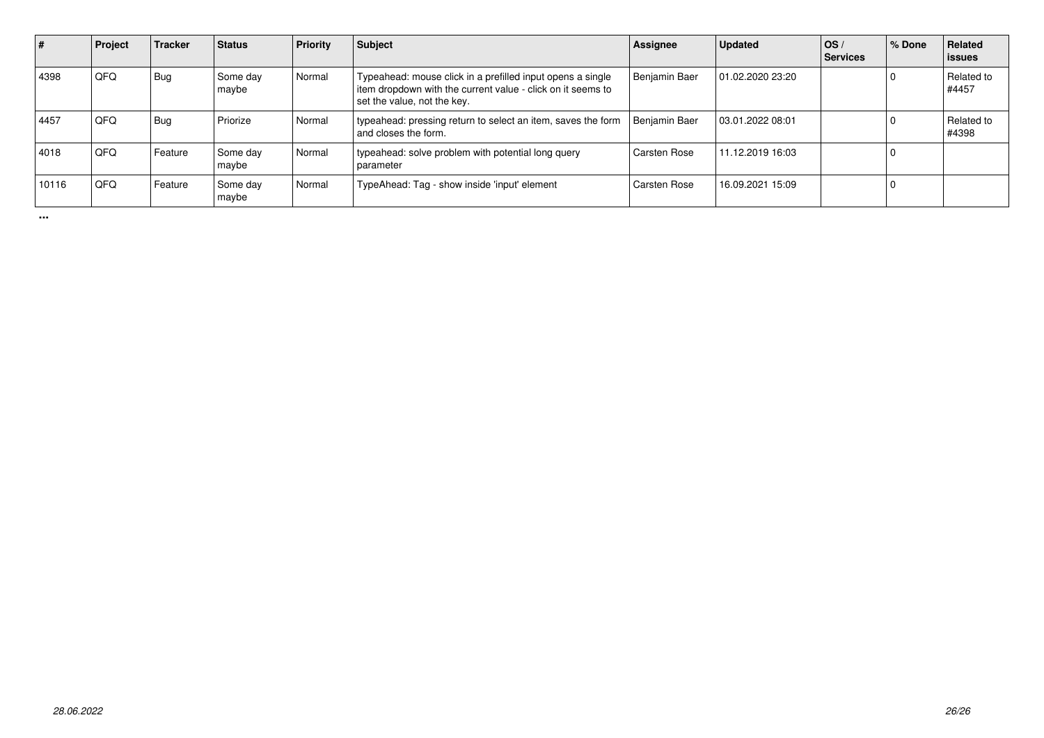| # | Project | Tracker | Status | Priority | Subject | Assignee | Updated | OS / Services | % Done | Related issues |
|---|---|---|---|---|---|---|---|---|---|---|
| 4398 | QFQ | Bug | Some day maybe | Normal | Typeahead: mouse click in a prefilled input opens a single item dropdown with the current value - click on it seems to set the value, not the key. | Benjamin Baer | 01.02.2020 23:20 | | 0 | Related to #4457 |
| 4457 | QFQ | Bug | Priorize | Normal | typeahead: pressing return to select an item, saves the form and closes the form. | Benjamin Baer | 03.01.2022 08:01 | | 0 | Related to #4398 |
| 4018 | QFQ | Feature | Some day maybe | Normal | typeahead: solve problem with potential long query parameter | Carsten Rose | 11.12.2019 16:03 | | 0 | |
| 10116 | QFQ | Feature | Some day maybe | Normal | TypeAhead: Tag - show inside 'input' element | Carsten Rose | 16.09.2021 15:09 | | 0 | |

...